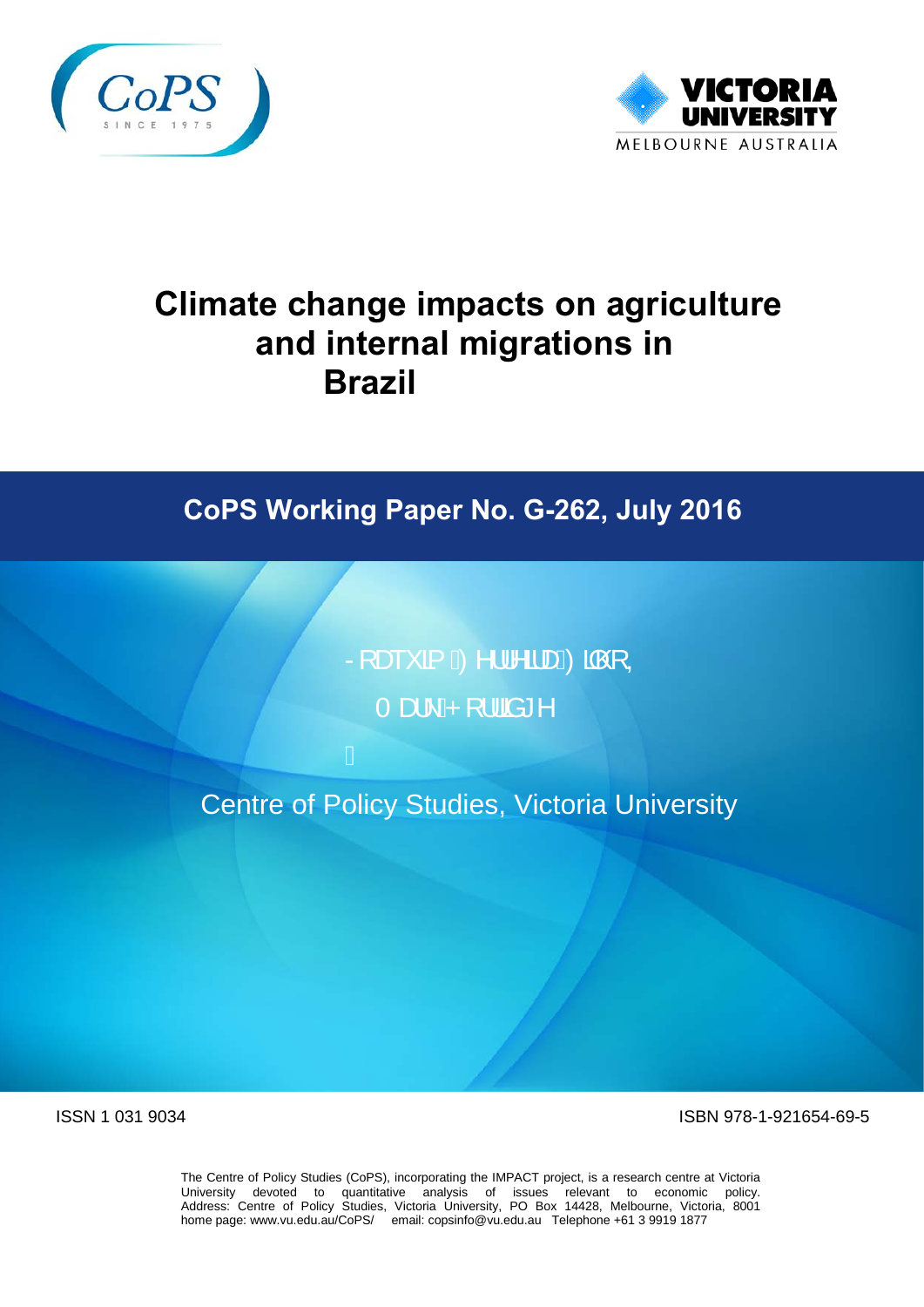# Climate change impacts on agriculture and internal migrations in Brazil

## CoPS Working Paper No. G-262, July 2016

Joaquim Ferreira Filho

Mark Horridge

Centre of Policy Studies, Victoria University

ISSN 1 031 9034

ISBN 978-1-921654-69-5

The Centre of Policy Studies (CoPS), incorporating the IMPACT project, is a research centre at Victoria University devoted to quantitative analysis of issues relevant to economic policy. Address: Centre of Policy Studies, Victoria University, PO Box 14428, Melbourne, Victoria, 8001 home page: www.vu.edu.au/CoPS/ email: copsinfo@vu.edu.au Telephone +61 3 9919 1877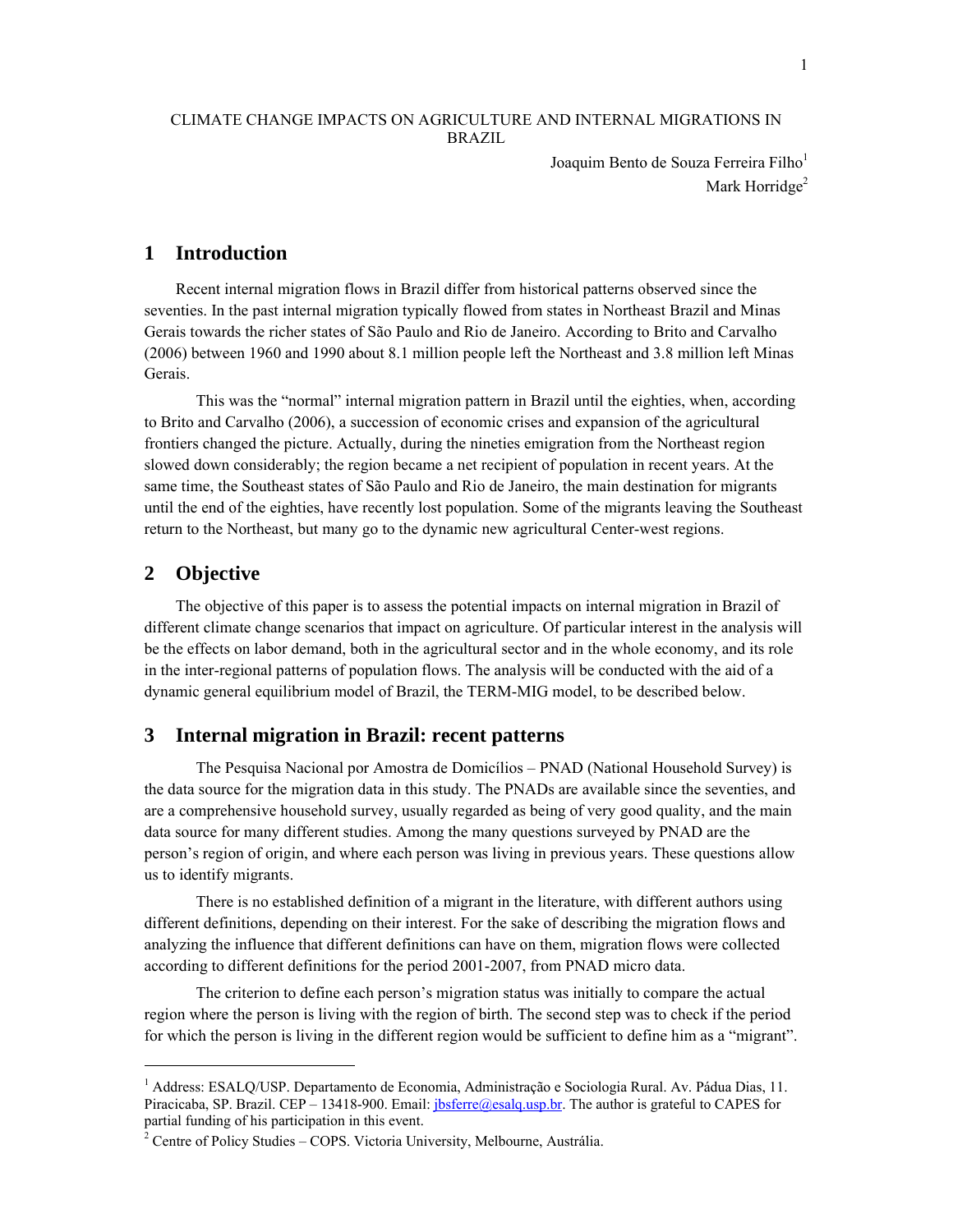CLIMATE CHANGE IMPACTS ON AGRICULTURE AND INTERNAL MIGRATIONS IN BRAZIL

Joaquim Bento de Souza Ferreira Filho[1]
Mark Horridge[2]

# 1 Introduction

Recent internal migration flows in Brazil differ from historical patterns observed since the seventies. In the past internal migration typically flowed from states in Northeast Brazil and Minas Gerais towards the richer states of São Paulo and Rio de Janeiro. According to Brito and Carvalho (2006) between 1960 and 1990 about 8.1 million people left the Northeast and 3.8 million left Minas Gerais.

This was the "normal" internal migration pattern in Brazil until the eighties, when, according to Brito and Carvalho (2006), a succession of economic crises and expansion of the agricultural frontiers changed the picture. Actually, during the nineties emigration from the Northeast region slowed down considerably; the region became a net recipient of population in recent years. At the same time, the Southeast states of São Paulo and Rio de Janeiro, the main destination for migrants until the end of the eighties, have recently lost population. Some of the migrants leaving the Southeast return to the Northeast, but many go to the dynamic new agricultural Center-west regions.

# 2 Objective

The objective of this paper is to assess the potential impacts on internal migration in Brazil of different climate change scenarios that impact on agriculture. Of particular interest in the analysis will be the effects on labor demand, both in the agricultural sector and in the whole economy, and its role in the inter-regional patterns of population flows. The analysis will be conducted with the aid of a dynamic general equilibrium model of Brazil, the TERM-MIG model, to be described below.

# 3 Internal migration in Brazil: recent patterns

The Pesquisa Nacional por Amostra de Domicílios – PNAD (National Household Survey) is the data source for the migration data in this study. The PNADs are available since the seventies, and are a comprehensive household survey, usually regarded as being of very good quality, and the main data source for many different studies. Among the many questions surveyed by PNAD are the person's region of origin, and where each person was living in previous years. These questions allow us to identify migrants.

There is no established definition of a migrant in the literature, with different authors using different definitions, depending on their interest. For the sake of describing the migration flows and analyzing the influence that different definitions can have on them, migration flows were collected according to different definitions for the period 2001-2007, from PNAD micro data.

The criterion to define each person's migration status was initially to compare the actual region where the person is living with the region of birth. The second step was to check if the period for which the person is living in the different region would be sufficient to define him as a "migrant".

---

[1] Address: ESALQ/USP. Departamento de Economia, Administração e Sociologia Rural. Av. Pádua Dias, 11. Piracicaba, SP. Brazil. CEP – 13418-900. Email: jbsferre@esalq.usp.br. The author is grateful to CAPES for partial funding of his participation in this event.

[2] Centre of Policy Studies – COPS. Victoria University, Melbourne, Austrália.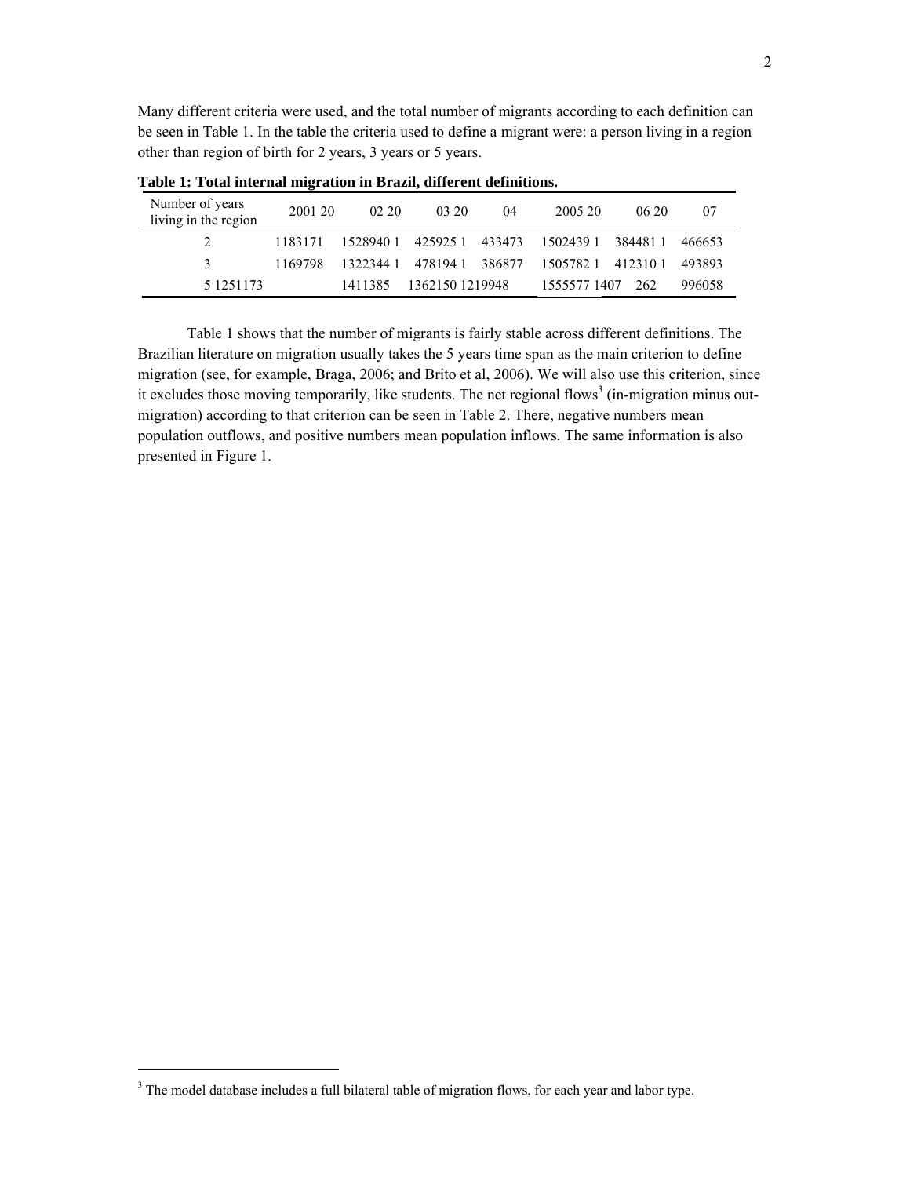Many different criteria were used, and the total number of migrants according to each definition can be seen in Table 1. In the table the criteria used to define a migrant were: a person living in a region other than region of birth for 2 years, 3 years or 5 years.

**Table 1: Total internal migration in Brazil, different definitions.**

| Number of years living in the region | 2001 20 | 02 20 | 03 20 | 04 | 2005 20 | 06 20 | 07 |
|---|---|---|---|---|---|---|---|
| 2 | 1183171 | 1528940 1 | 425925 1 | 433473 | 1502439 1 | 384481 1 | 466653 |
| 3 | 1169798 | 1322344 1 | 478194 1 | 386877 | 1505782 1 | 412310 1 | 493893 |
| 5 1251173 | | 1411385 | 1362150 1219948 | | 1555577 1407 | 262 | 996058 |

Table 1 shows that the number of migrants is fairly stable across different definitions. The Brazilian literature on migration usually takes the 5 years time span as the main criterion to define migration (see, for example, Braga, 2006; and Brito et al, 2006). We will also use this criterion, since it excludes those moving temporarily, like students. The net regional flows[3] (in-migration minus out-migration) according to that criterion can be seen in Table 2. There, negative numbers mean population outflows, and positive numbers mean population inflows. The same information is also presented in Figure 1.

[3] The model database includes a full bilateral table of migration flows, for each year and labor type.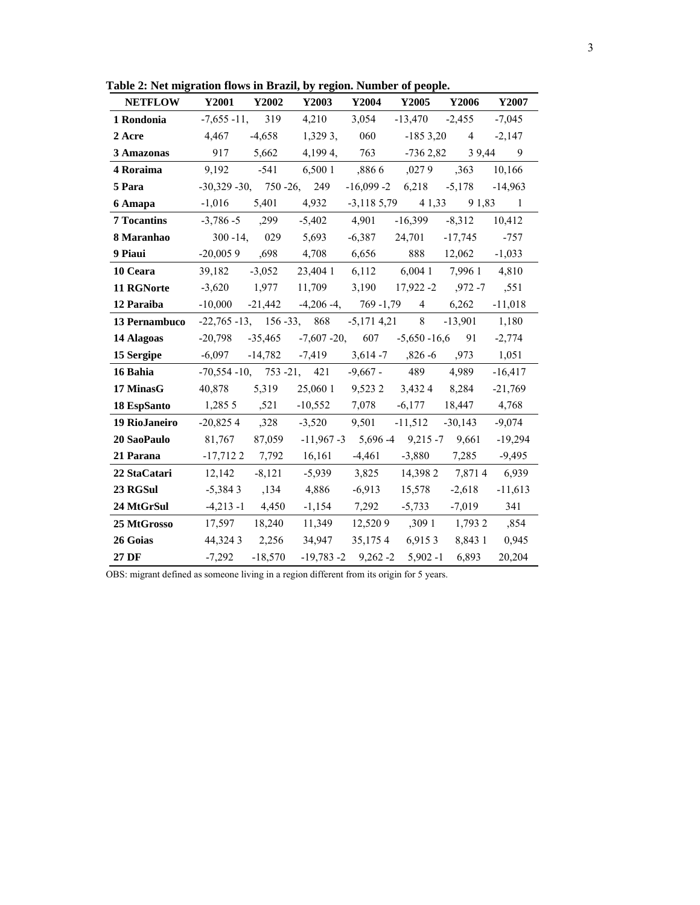**Table 2: Net migration flows in Brazil, by region. Number of people.**

| NETFLOW | Y2001 | Y2002 | Y2003 | Y2004 | Y2005 | Y2006 | Y2007 |
|---|---|---|---|---|---|---|---|
| 1 Rondonia | -7,655 -11, | 319 | 4,210 | 3,054 | -13,470 | -2,455 | -7,045 |
| 2 Acre | 4,467 | -4,658 | 1,329 3, | 060 | -185 3,20 | 4 | -2,147 |
| 3 Amazonas | 917 | 5,662 | 4,199 4, | 763 | -736 2,82 | 3 9,44 | 9 |
| 4 Roraima | 9,192 | -541 | 6,500 1 | ,886 6 | ,027 9 | ,363 | 10,166 |
| 5 Para | -30,329 -30, | 750 -26, | 249 | -16,099 -2 | 6,218 | -5,178 | -14,963 |
| 6 Amapa | -1,016 | 5,401 | 4,932 | -3,118 5,79 | 4 1,33 | 9 1,83 | 1 |
| 7 Tocantins | -3,786 -5 | ,299 | -5,402 | 4,901 | -16,399 | -8,312 | 10,412 |
| 8 Maranhao | 300 -14, | 029 | 5,693 | -6,387 | 24,701 | -17,745 | -757 |
| 9 Piaui | -20,005 9 | ,698 | 4,708 | 6,656 | 888 | 12,062 | -1,033 |
| 10 Ceara | 39,182 | -3,052 | 23,404 1 | 6,112 | 6,004 1 | 7,996 1 | 4,810 |
| 11 RGNorte | -3,620 | 1,977 | 11,709 | 3,190 | 17,922 -2 | ,972 -7 | ,551 |
| 12 Paraiba | -10,000 | -21,442 | -4,206 -4, | 769 -1,79 | 4 | 6,262 | -11,018 |
| 13 Pernambuco | -22,765 -13, | 156 -33, | 868 | -5,171 4,21 | 8 | -13,901 | 1,180 |
| 14 Alagoas | -20,798 | -35,465 | -7,607 -20, | 607 | -5,650 -16,6 | 91 | -2,774 |
| 15 Sergipe | -6,097 | -14,782 | -7,419 | 3,614 -7 | ,826 -6 | ,973 | 1,051 |
| 16 Bahia | -70,554 -10, | 753 -21, | 421 | -9,667 - | 489 | 4,989 | -16,417 |
| 17 MinasG | 40,878 | 5,319 | 25,060 1 | 9,523 2 | 3,432 4 | 8,284 | -21,769 |
| 18 EspSanto | 1,285 5 | ,521 | -10,552 | 7,078 | -6,177 | 18,447 | 4,768 |
| 19 RioJaneiro | -20,825 4 | ,328 | -3,520 | 9,501 | -11,512 | -30,143 | -9,074 |
| 20 SaoPaulo | 81,767 | 87,059 | -11,967 -3 | 5,696 -4 | 9,215 -7 | 9,661 | -19,294 |
| 21 Parana | -17,712 2 | 7,792 | 16,161 | -4,461 | -3,880 | 7,285 | -9,495 |
| 22 StaCatari | 12,142 | -8,121 | -5,939 | 3,825 | 14,398 2 | 7,871 4 | 6,939 |
| 23 RGSul | -5,384 3 | ,134 | 4,886 | -6,913 | 15,578 | -2,618 | -11,613 |
| 24 MtGrSul | -4,213 -1 | 4,450 | -1,154 | 7,292 | -5,733 | -7,019 | 341 |
| 25 MtGrosso | 17,597 | 18,240 | 11,349 | 12,520 9 | ,309 1 | 1,793 2 | ,854 |
| 26 Goias | 44,324 3 | 2,256 | 34,947 | 35,175 4 | 6,915 3 | 8,843 1 | 0,945 |
| 27 DF | -7,292 | -18,570 | -19,783 -2 | 9,262 -2 | 5,902 -1 | 6,893 | 20,204 |

OBS: migrant defined as someone living in a region different from its origin for 5 years.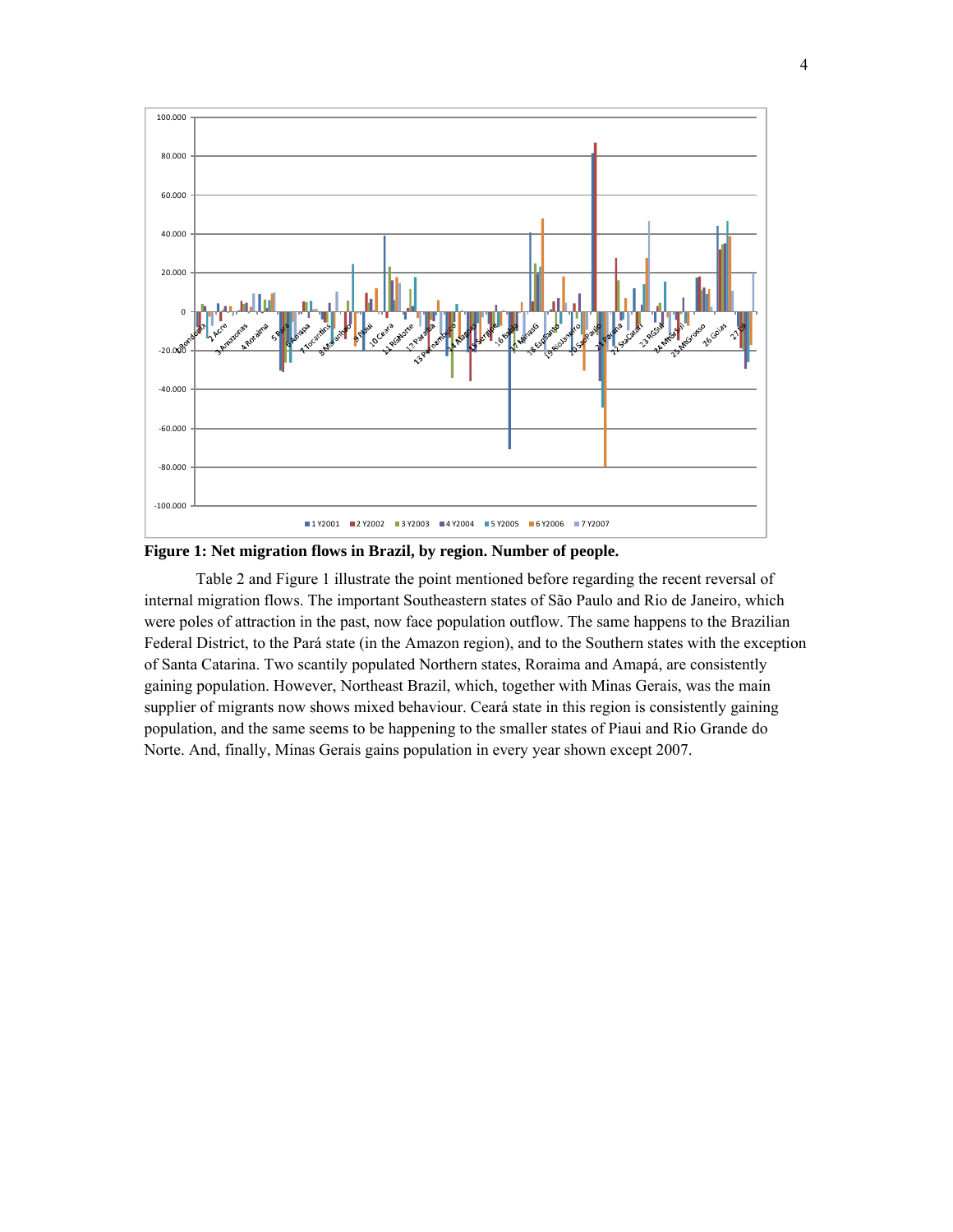**Figure 1: Net migration flows in Brazil, by region. Number of people.**

Table 2 and Figure 1 illustrate the point mentioned before regarding the recent reversal of internal migration flows. The important Southeastern states of São Paulo and Rio de Janeiro, which were poles of attraction in the past, now face population outflow. The same happens to the Brazilian Federal District, to the Pará state (in the Amazon region), and to the Southern states with the exception of Santa Catarina. Two scantily populated Northern states, Roraima and Amapá, are consistently gaining population. However, Northeast Brazil, which, together with Minas Gerais, was the main supplier of migrants now shows mixed behaviour. Ceará state in this region is consistently gaining population, and the same seems to be happening to the smaller states of Piaui and Rio Grande do Norte. And, finally, Minas Gerais gains population in every year shown except 2007.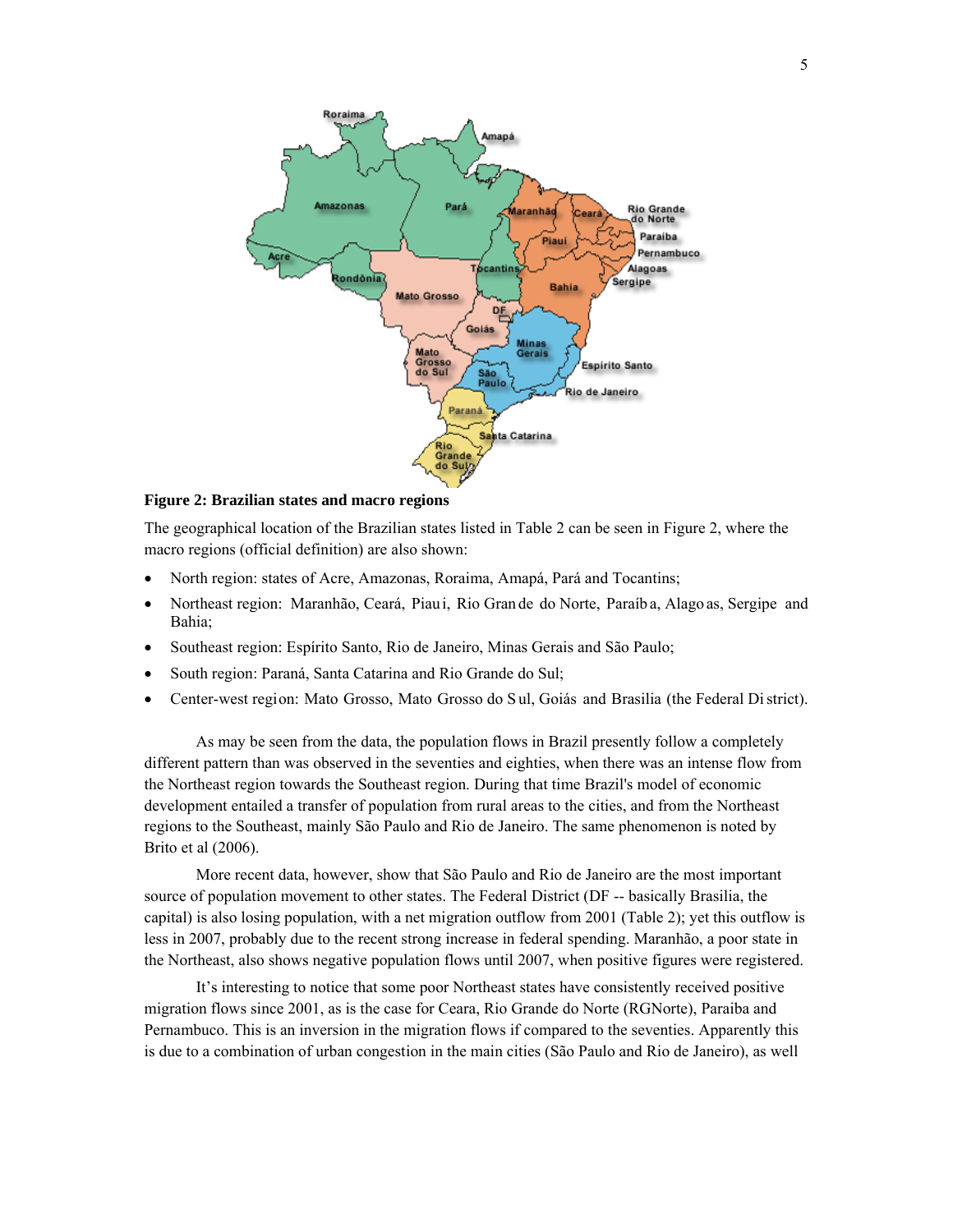**Figure 2: Brazilian states and macro regions**

The geographical location of the Brazilian states listed in Table 2 can be seen in Figure 2, where the macro regions (official definition) are also shown:

- North region: states of Acre, Amazonas, Roraima, Amapá, Pará and Tocantins;
- Northeast region: Maranhão, Ceará, Piaui, Rio Grande do Norte, Paraíba, Alagoas, Sergipe and Bahia;
- Southeast region: Espírito Santo, Rio de Janeiro, Minas Gerais and São Paulo;
- South region: Paraná, Santa Catarina and Rio Grande do Sul;
- Center-west region: Mato Grosso, Mato Grosso do Sul, Goiás and Brasilia (the Federal District).

As may be seen from the data, the population flows in Brazil presently follow a completely different pattern than was observed in the seventies and eighties, when there was an intense flow from the Northeast region towards the Southeast region. During that time Brazil's model of economic development entailed a transfer of population from rural areas to the cities, and from the Northeast regions to the Southeast, mainly São Paulo and Rio de Janeiro. The same phenomenon is noted by Brito et al (2006).

More recent data, however, show that São Paulo and Rio de Janeiro are the most important source of population movement to other states. The Federal District (DF -- basically Brasilia, the capital) is also losing population, with a net migration outflow from 2001 (Table 2); yet this outflow is less in 2007, probably due to the recent strong increase in federal spending. Maranhão, a poor state in the Northeast, also shows negative population flows until 2007, when positive figures were registered.

It's interesting to notice that some poor Northeast states have consistently received positive migration flows since 2001, as is the case for Ceara, Rio Grande do Norte (RGNorte), Paraiba and Pernambuco. This is an inversion in the migration flows if compared to the seventies. Apparently this is due to a combination of urban congestion in the main cities (São Paulo and Rio de Janeiro), as well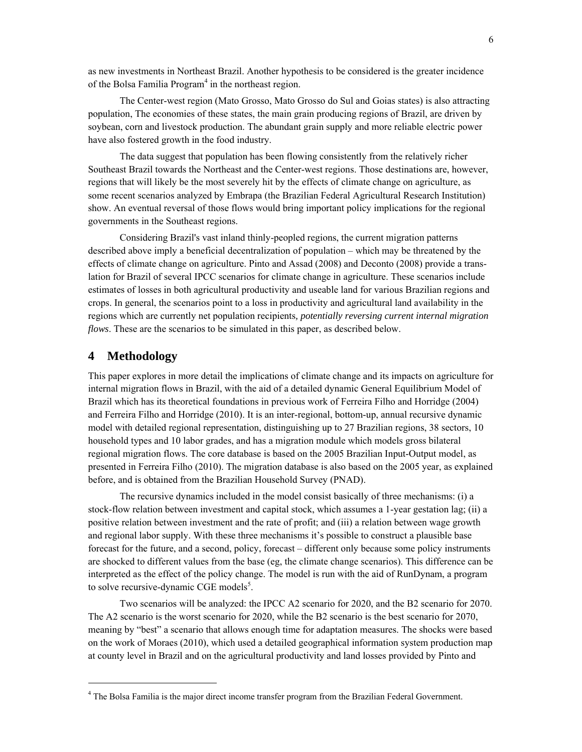as new investments in Northeast Brazil. Another hypothesis to be considered is the greater incidence of the Bolsa Familia Program[4] in the northeast region.

The Center-west region (Mato Grosso, Mato Grosso do Sul and Goias states) is also attracting population, The economies of these states, the main grain producing regions of Brazil, are driven by soybean, corn and livestock production. The abundant grain supply and more reliable electric power have also fostered growth in the food industry.

The data suggest that population has been flowing consistently from the relatively richer Southeast Brazil towards the Northeast and the Center-west regions. Those destinations are, however, regions that will likely be the most severely hit by the effects of climate change on agriculture, as some recent scenarios analyzed by Embrapa (the Brazilian Federal Agricultural Research Institution) show. An eventual reversal of those flows would bring important policy implications for the regional governments in the Southeast regions.

Considering Brazil's vast inland thinly-peopled regions, the current migration patterns described above imply a beneficial decentralization of population – which may be threatened by the effects of climate change on agriculture. Pinto and Assad (2008) and Deconto (2008) provide a translation for Brazil of several IPCC scenarios for climate change in agriculture. These scenarios include estimates of losses in both agricultural productivity and useable land for various Brazilian regions and crops. In general, the scenarios point to a loss in productivity and agricultural land availability in the regions which are currently net population recipients*, potentially reversing current internal migration flows*. These are the scenarios to be simulated in this paper, as described below.

# 4 Methodology

This paper explores in more detail the implications of climate change and its impacts on agriculture for internal migration flows in Brazil, with the aid of a detailed dynamic General Equilibrium Model of Brazil which has its theoretical foundations in previous work of Ferreira Filho and Horridge (2004) and Ferreira Filho and Horridge (2010). It is an inter-regional, bottom-up, annual recursive dynamic model with detailed regional representation, distinguishing up to 27 Brazilian regions, 38 sectors, 10 household types and 10 labor grades, and has a migration module which models gross bilateral regional migration flows. The core database is based on the 2005 Brazilian Input-Output model, as presented in Ferreira Filho (2010). The migration database is also based on the 2005 year, as explained before, and is obtained from the Brazilian Household Survey (PNAD).

The recursive dynamics included in the model consist basically of three mechanisms: (i) a stock-flow relation between investment and capital stock, which assumes a 1-year gestation lag; (ii) a positive relation between investment and the rate of profit; and (iii) a relation between wage growth and regional labor supply. With these three mechanisms it's possible to construct a plausible base forecast for the future, and a second, policy, forecast – different only because some policy instruments are shocked to different values from the base (eg, the climate change scenarios). This difference can be interpreted as the effect of the policy change. The model is run with the aid of RunDynam, a program to solve recursive-dynamic CGE models[5].

Two scenarios will be analyzed: the IPCC A2 scenario for 2020, and the B2 scenario for 2070. The A2 scenario is the worst scenario for 2020, while the B2 scenario is the best scenario for 2070, meaning by "best" a scenario that allows enough time for adaptation measures. The shocks were based on the work of Moraes (2010), which used a detailed geographical information system production map at county level in Brazil and on the agricultural productivity and land losses provided by Pinto and

[4] The Bolsa Familia is the major direct income transfer program from the Brazilian Federal Government.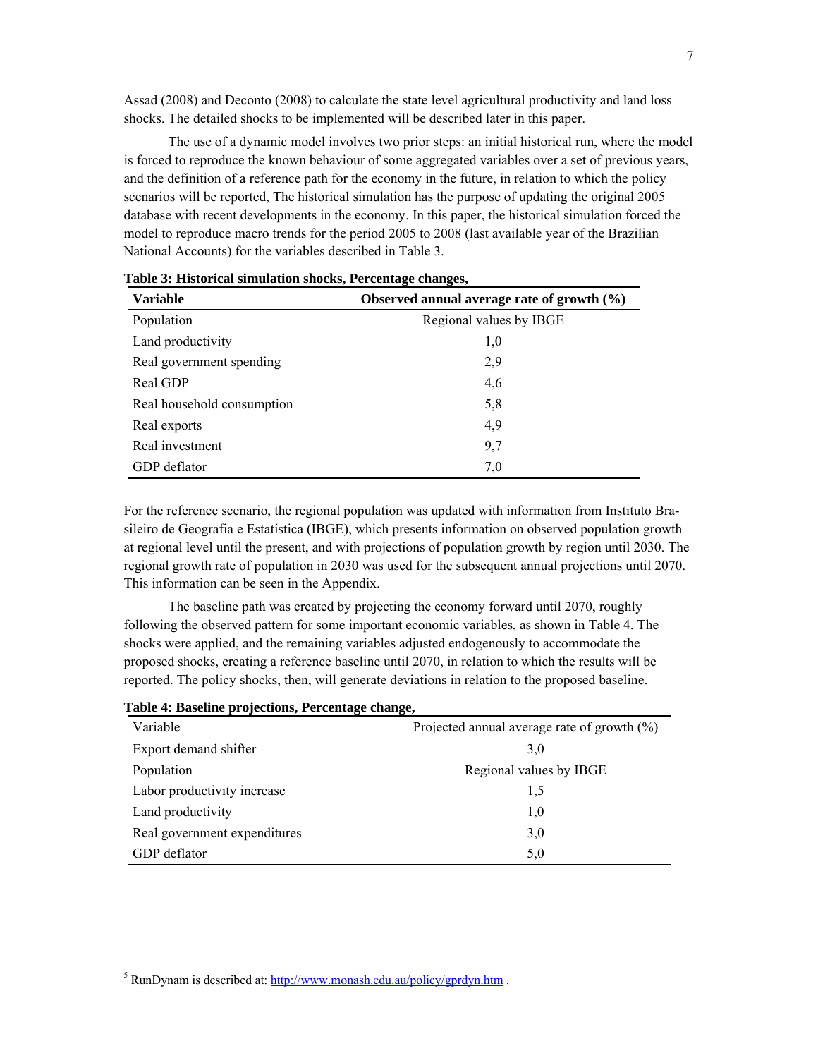Assad (2008) and Deconto (2008) to calculate the state level agricultural productivity and land loss shocks. The detailed shocks to be implemented will be described later in this paper.

The use of a dynamic model involves two prior steps: an initial historical run, where the model is forced to reproduce the known behaviour of some aggregated variables over a set of previous years, and the definition of a reference path for the economy in the future, in relation to which the policy scenarios will be reported, The historical simulation has the purpose of updating the original 2005 database with recent developments in the economy. In this paper, the historical simulation forced the model to reproduce macro trends for the period 2005 to 2008 (last available year of the Brazilian National Accounts) for the variables described in Table 3.

**Table 3: Historical simulation shocks, Percentage changes,**

| **Variable** | **Observed annual average rate of growth (%)** |
|---|---|
| Population | Regional values by IBGE |
| Land productivity | 1,0 |
| Real government spending | 2,9 |
| Real GDP | 4,6 |
| Real household consumption | 5,8 |
| Real exports | 4,9 |
| Real investment | 9,7 |
| GDP deflator | 7,0 |

For the reference scenario, the regional population was updated with information from Instituto Brasileiro de Geografia e Estatística (IBGE), which presents information on observed population growth at regional level until the present, and with projections of population growth by region until 2030. The regional growth rate of population in 2030 was used for the subsequent annual projections until 2070. This information can be seen in the Appendix.

The baseline path was created by projecting the economy forward until 2070, roughly following the observed pattern for some important economic variables, as shown in Table 4. The shocks were applied, and the remaining variables adjusted endogenously to accommodate the proposed shocks, creating a reference baseline until 2070, in relation to which the results will be reported. The policy shocks, then, will generate deviations in relation to the proposed baseline.

**Table 4: Baseline projections, Percentage change,**

| Variable | Projected annual average rate of growth (%) |
|---|---|
| Export demand shifter | 3,0 |
| Population | Regional values by IBGE |
| Labor productivity increase | 1,5 |
| Land productivity | 1,0 |
| Real government expenditures | 3,0 |
| GDP deflator | 5,0 |

[5] RunDynam is described at: http://www.monash.edu.au/policy/gprdyn.htm .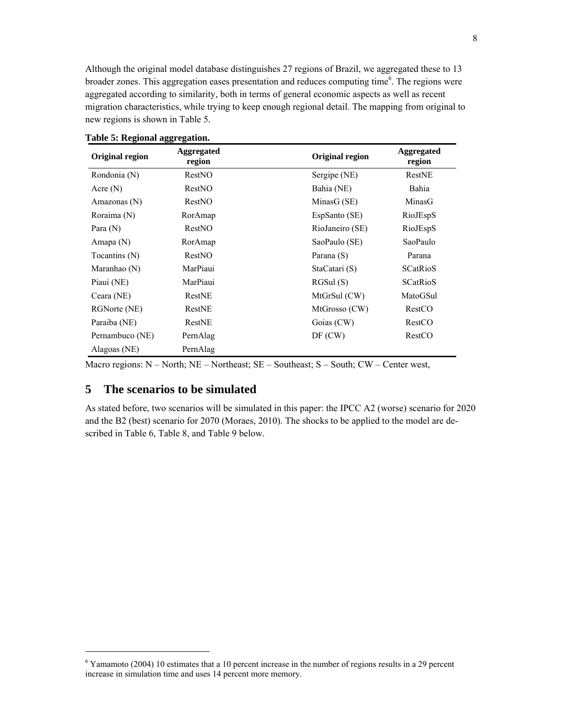Although the original model database distinguishes 27 regions of Brazil, we aggregated these to 13 broader zones. This aggregation eases presentation and reduces computing time[6]. The regions were aggregated according to similarity, both in terms of general economic aspects as well as recent migration characteristics, while trying to keep enough regional detail. The mapping from original to new regions is shown in Table 5.

**Table 5: Regional aggregation.**

| Original region | Aggregated region | Original region | Aggregated region |
|---|---|---|---|
| Rondonia (N) | RestNO | Sergipe (NE) | RestNE |
| Acre (N) | RestNO | Bahia (NE) | Bahia |
| Amazonas (N) | RestNO | MinasG (SE) | MinasG |
| Roraima (N) | RorAmap | EspSanto (SE) | RioJEspS |
| Para (N) | RestNO | RioJaneiro (SE) | RioJEspS |
| Amapa (N) | RorAmap | SaoPaulo (SE) | SaoPaulo |
| Tocantins (N) | RestNO | Parana (S) | Parana |
| Maranhao (N) | MarPiaui | StaCatari (S) | SCatRioS |
| Piaui (NE) | MarPiaui | RGSul (S) | SCatRioS |
| Ceara (NE) | RestNE | MtGrSul (CW) | MatoGSul |
| RGNorte (NE) | RestNE | MtGrosso (CW) | RestCO |
| Paraiba (NE) | RestNE | Goias (CW) | RestCO |
| Pernambuco (NE) | PernAlag | DF (CW) | RestCO |
| Alagoas (NE) | PernAlag | | |

Macro regions: N – North; NE – Northeast; SE – Southeast; S – South; CW – Center west,

## 5 The scenarios to be simulated

As stated before, two scenarios will be simulated in this paper: the IPCC A2 (worse) scenario for 2020 and the B2 (best) scenario for 2070 (Moraes, 2010). The shocks to be applied to the model are described in Table 6, Table 8, and Table 9 below.

[6] Yamamoto (2004) 10 estimates that a 10 percent increase in the number of regions results in a 29 percent increase in simulation time and uses 14 percent more memory.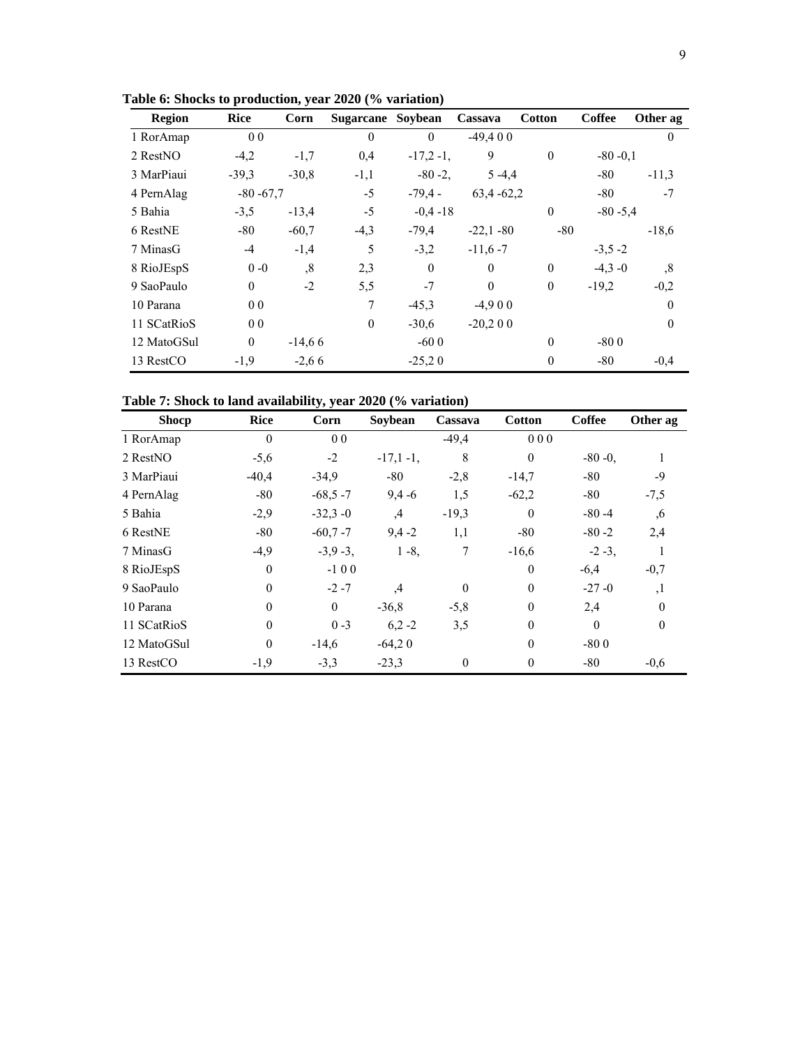**Table 6: Shocks to production, year 2020 (% variation)**

| Region | Rice | Corn | Sugarcane | Soybean | Cassava | Cotton | Coffee | Other ag |
|---|---|---|---|---|---|---|---|---|
| 1 RorAmap | 0 0 | | 0 | 0 | -49,4 0 0 | | | 0 |
| 2 RestNO | -4,2 | -1,7 | 0,4 | -17,2 -1, | 9 | 0 | -80 -0,1 | |
| 3 MarPiaui | -39,3 | -30,8 | -1,1 | -80 -2, | 5 -4,4 | | -80 | -11,3 |
| 4 PernAlag | -80 -67,7 | | -5 | -79,4 - | 63,4 -62,2 | | -80 | -7 |
| 5 Bahia | -3,5 | -13,4 | -5 | -0,4 -18 | | 0 | -80 -5,4 | |
| 6 RestNE | -80 | -60,7 | -4,3 | -79,4 | -22,1 -80 | -80 | | -18,6 |
| 7 MinasG | -4 | -1,4 | 5 | -3,2 | -11,6 -7 | | -3,5 -2 | |
| 8 RioJEspS | 0 -0 | ,8 | 2,3 | 0 | 0 | 0 | -4,3 -0 | ,8 |
| 9 SaoPaulo | 0 | -2 | 5,5 | -7 | 0 | 0 | -19,2 | -0,2 |
| 10 Parana | 0 0 | | 7 | -45,3 | -4,9 0 0 | | | 0 |
| 11 SCatRioS | 0 0 | | 0 | -30,6 | -20,2 0 0 | | | 0 |
| 12 MatoGSul | 0 | -14,6 6 | | -60 0 | | 0 | -80 0 | |
| 13 RestCO | -1,9 | -2,6 6 | | -25,2 0 | | 0 | -80 | -0,4 |

**Table 7: Shock to land availability, year 2020 (% variation)**

| Shocp | Rice | Corn | Soybean | Cassava | Cotton | Coffee | Other ag |
|---|---|---|---|---|---|---|---|
| 1 RorAmap | 0 | 0 0 | | -49,4 | 0 0 0 | | |
| 2 RestNO | -5,6 | -2 | -17,1 -1, | 8 | 0 | -80 -0, | 1 |
| 3 MarPiaui | -40,4 | -34,9 | -80 | -2,8 | -14,7 | -80 | -9 |
| 4 PernAlag | -80 | -68,5 -7 | 9,4 -6 | 1,5 | -62,2 | -80 | -7,5 |
| 5 Bahia | -2,9 | -32,3 -0 | ,4 | -19,3 | 0 | -80 -4 | ,6 |
| 6 RestNE | -80 | -60,7 -7 | 9,4 -2 | 1,1 | -80 | -80 -2 | 2,4 |
| 7 MinasG | -4,9 | -3,9 -3, | 1 -8, | 7 | -16,6 | -2 -3, | 1 |
| 8 RioJEspS | 0 | -1 0 0 | | | 0 | -6,4 | -0,7 |
| 9 SaoPaulo | 0 | -2 -7 | ,4 | 0 | 0 | -27 -0 | ,1 |
| 10 Parana | 0 | 0 | -36,8 | -5,8 | 0 | 2,4 | 0 |
| 11 SCatRioS | 0 | 0 -3 | 6,2 -2 | 3,5 | 0 | 0 | 0 |
| 12 MatoGSul | 0 | -14,6 | -64,2 0 | | 0 | -80 0 | |
| 13 RestCO | -1,9 | -3,3 | -23,3 | 0 | 0 | -80 | -0,6 |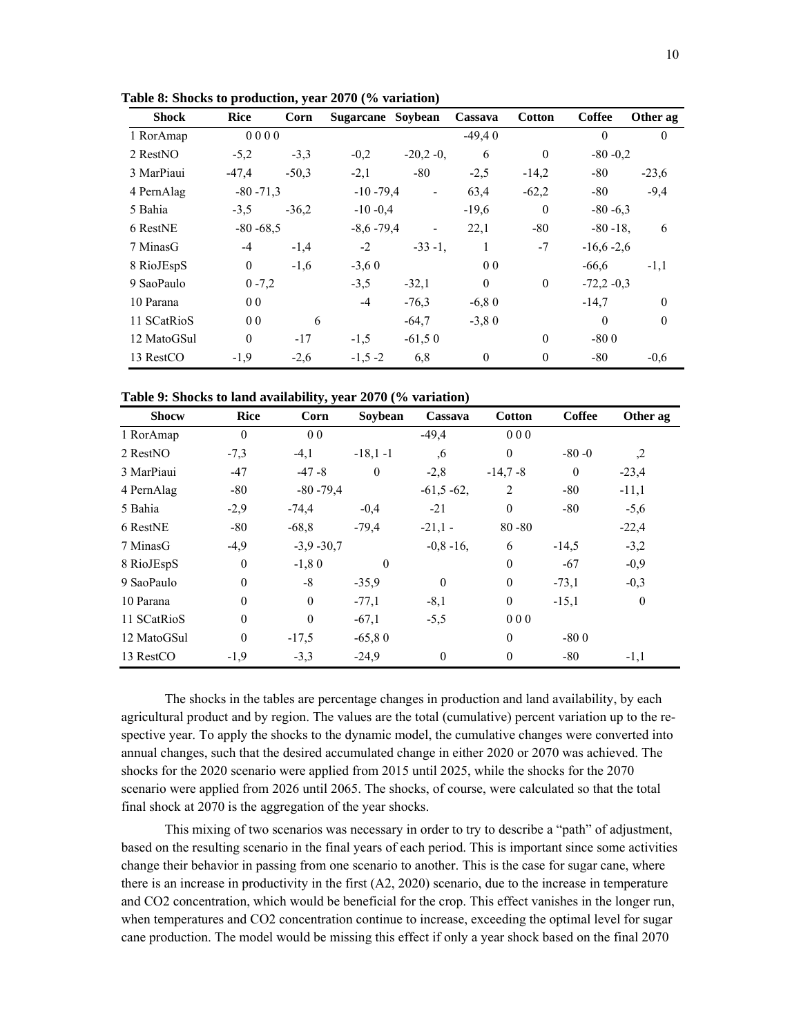**Table 8: Shocks to production, year 2070 (% variation)**

| Shock | Rice | Corn | Sugarcane | Soybean | Cassava | Cotton | Coffee | Other ag |
|---|---|---|---|---|---|---|---|---|
| 1 RorAmap | 0 0 0 0 | | | | -49,4 0 | | 0 | 0 |
| 2 RestNO | -5,2 | -3,3 | -0,2 | -20,2 -0, | 6 | 0 | -80 -0,2 | |
| 3 MarPiaui | -47,4 | -50,3 | -2,1 | -80 | -2,5 | -14,2 | -80 | -23,6 |
| 4 PernAlag | -80 -71,3 | | -10 -79,4 | - | 63,4 | -62,2 | -80 | -9,4 |
| 5 Bahia | -3,5 | -36,2 | -10 -0,4 | | -19,6 | 0 | -80 -6,3 | |
| 6 RestNE | -80 -68,5 | | -8,6 -79,4 | - | 22,1 | -80 | -80 -18, | 6 |
| 7 MinasG | -4 | -1,4 | -2 | -33 -1, | 1 | -7 | -16,6 -2,6 | |
| 8 RioJEspS | 0 | -1,6 | -3,6 0 | | 0 0 | | -66,6 | -1,1 |
| 9 SaoPaulo | 0 -7,2 | | -3,5 | -32,1 | 0 | 0 | -72,2 -0,3 | |
| 10 Parana | 0 0 | | -4 | -76,3 | -6,8 0 | | -14,7 | 0 |
| 11 SCatRioS | 0 0 | 6 | | -64,7 | -3,8 0 | | 0 | 0 |
| 12 MatoGSul | 0 | -17 | -1,5 | -61,5 0 | | 0 | -80 0 | |
| 13 RestCO | -1,9 | -2,6 | -1,5 -2 | 6,8 | 0 | 0 | -80 | -0,6 |

**Table 9: Shocks to land availability, year 2070 (% variation)**

| Shocw | Rice | Corn | Soybean | Cassava | Cotton | Coffee | Other ag |
|---|---|---|---|---|---|---|---|
| 1 RorAmap | 0 | 0 0 | | -49,4 | 0 0 0 | | |
| 2 RestNO | -7,3 | -4,1 | -18,1 -1 | ,6 | 0 | -80 -0 | ,2 |
| 3 MarPiaui | -47 | -47 -8 | 0 | -2,8 | -14,7 -8 | 0 | -23,4 |
| 4 PernAlag | -80 | -80 -79,4 | | -61,5 -62, | 2 | -80 | -11,1 |
| 5 Bahia | -2,9 | -74,4 | -0,4 | -21 | 0 | -80 | -5,6 |
| 6 RestNE | -80 | -68,8 | -79,4 | -21,1 - | 80 -80 | | -22,4 |
| 7 MinasG | -4,9 | -3,9 -30,7 | | -0,8 -16, | 6 | -14,5 | -3,2 |
| 8 RioJEspS | 0 | -1,8 0 | 0 | | 0 | -67 | -0,9 |
| 9 SaoPaulo | 0 | -8 | -35,9 | 0 | 0 | -73,1 | -0,3 |
| 10 Parana | 0 | 0 | -77,1 | -8,1 | 0 | -15,1 | 0 |
| 11 SCatRioS | 0 | 0 | -67,1 | -5,5 | 0 0 0 | | |
| 12 MatoGSul | 0 | -17,5 | -65,8 0 | | 0 | -80 0 | |
| 13 RestCO | -1,9 | -3,3 | -24,9 | 0 | 0 | -80 | -1,1 |

The shocks in the tables are percentage changes in production and land availability, by each agricultural product and by region. The values are the total (cumulative) percent variation up to the respective year. To apply the shocks to the dynamic model, the cumulative changes were converted into annual changes, such that the desired accumulated change in either 2020 or 2070 was achieved. The shocks for the 2020 scenario were applied from 2015 until 2025, while the shocks for the 2070 scenario were applied from 2026 until 2065. The shocks, of course, were calculated so that the total final shock at 2070 is the aggregation of the year shocks.

This mixing of two scenarios was necessary in order to try to describe a "path" of adjustment, based on the resulting scenario in the final years of each period. This is important since some activities change their behavior in passing from one scenario to another. This is the case for sugar cane, where there is an increase in productivity in the first (A2, 2020) scenario, due to the increase in temperature and CO2 concentration, which would be beneficial for the crop. This effect vanishes in the longer run, when temperatures and CO2 concentration continue to increase, exceeding the optimal level for sugar cane production. The model would be missing this effect if only a year shock based on the final 2070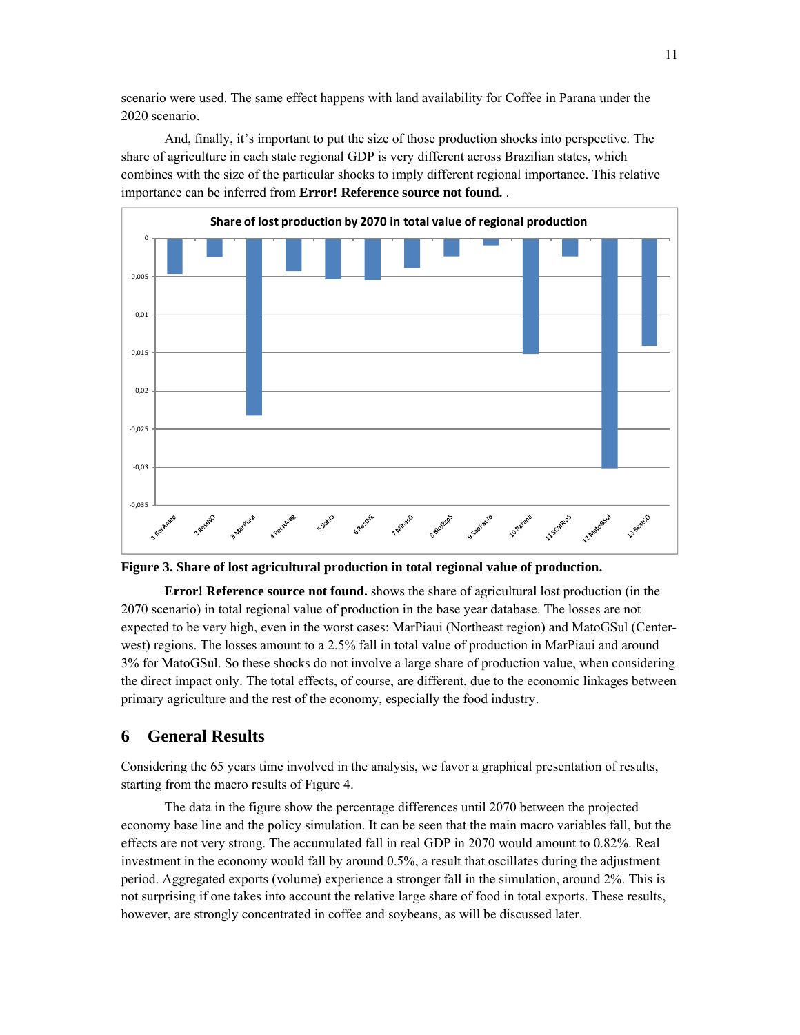scenario were used. The same effect happens with land availability for Coffee in Parana under the 2020 scenario.

And, finally, it's important to put the size of those production shocks into perspective. The share of agriculture in each state regional GDP is very different across Brazilian states, which combines with the size of the particular shocks to imply different regional importance. This relative importance can be inferred from **Error! Reference source not found.** .

Share of lost production by 2070 in total value of regional production

0
-0,005
-0,01
-0,015
-0,02
-0,025
-0,03
-0,035

1 RorAmap
2 RestNO
3 MarPiaui
4 PernA lag
5 Bahia
6 RestNE
7 MinasG
8 RioEspS
9 SaoPaulo
10 Parana
11 SCatRioS
12 MatoGSul
13 RestCO

**Figure 3. Share of lost agricultural production in total regional value of production.**

**Error! Reference source not found.** shows the share of agricultural lost production (in the 2070 scenario) in total regional value of production in the base year database. The losses are not expected to be very high, even in the worst cases: MarPiaui (Northeast region) and MatoGSul (Center-west) regions. The losses amount to a 2.5% fall in total value of production in MarPiaui and around 3% for MatoGSul. So these shocks do not involve a large share of production value, when considering the direct impact only. The total effects, of course, are different, due to the economic linkages between primary agriculture and the rest of the economy, especially the food industry.

# 6 General Results

Considering the 65 years time involved in the analysis, we favor a graphical presentation of results, starting from the macro results of Figure 4.

The data in the figure show the percentage differences until 2070 between the projected economy base line and the policy simulation. It can be seen that the main macro variables fall, but the effects are not very strong. The accumulated fall in real GDP in 2070 would amount to 0.82%. Real investment in the economy would fall by around 0.5%, a result that oscillates during the adjustment period. Aggregated exports (volume) experience a stronger fall in the simulation, around 2%. This is not surprising if one takes into account the relative large share of food in total exports. These results, however, are strongly concentrated in coffee and soybeans, as will be discussed later.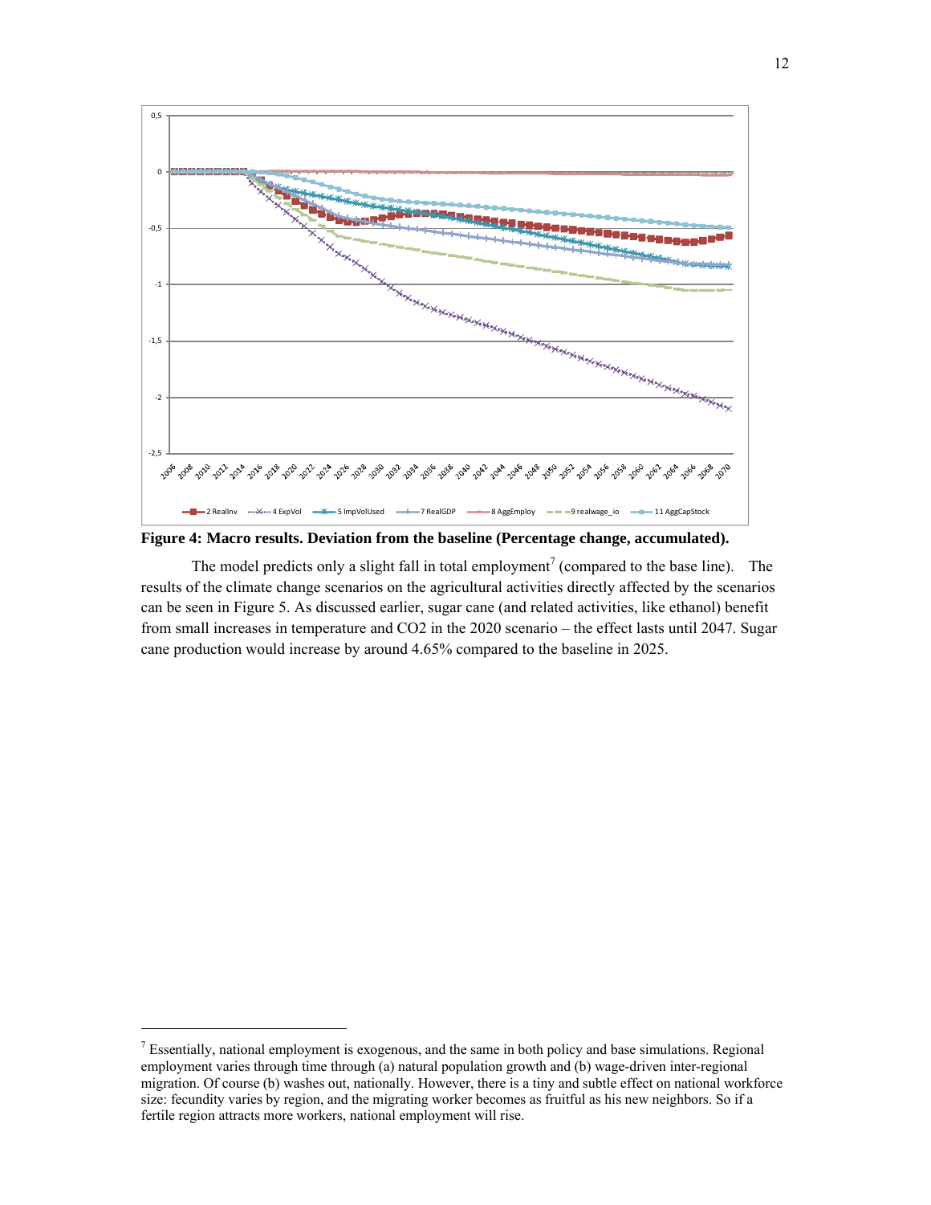0,5

0

-0,5

-1

-1,5

-2

-2,5

2006 2008 2010 2012 2014 2016 2018 2020 2022 2024 2026 2028 2030 2032 2034 2036 2038 2040 2042 2044 2046 2048 2050 2052 2054 2056 2058 2060 2062 2064 2066 2068 2070

2 RealInv 4 ExpVol 5 ImpVolUsed 7 RealGDP 8 AggEmploy 9 realwage_io 11 AggCapStock

**Figure 4: Macro results. Deviation from the baseline (Percentage change, accumulated).**

The model predicts only a slight fall in total employment[7] (compared to the base line). The results of the climate change scenarios on the agricultural activities directly affected by the scenarios can be seen in Figure 5. As discussed earlier, sugar cane (and related activities, like ethanol) benefit from small increases in temperature and CO2 in the 2020 scenario – the effect lasts until 2047. Sugar cane production would increase by around 4.65% compared to the baseline in 2025.

---

[7] Essentially, national employment is exogenous, and the same in both policy and base simulations. Regional employment varies through time through (a) natural population growth and (b) wage-driven inter-regional migration. Of course (b) washes out, nationally. However, there is a tiny and subtle effect on national workforce size: fecundity varies by region, and the migrating worker becomes as fruitful as his new neighbors. So if a fertile region attracts more workers, national employment will rise.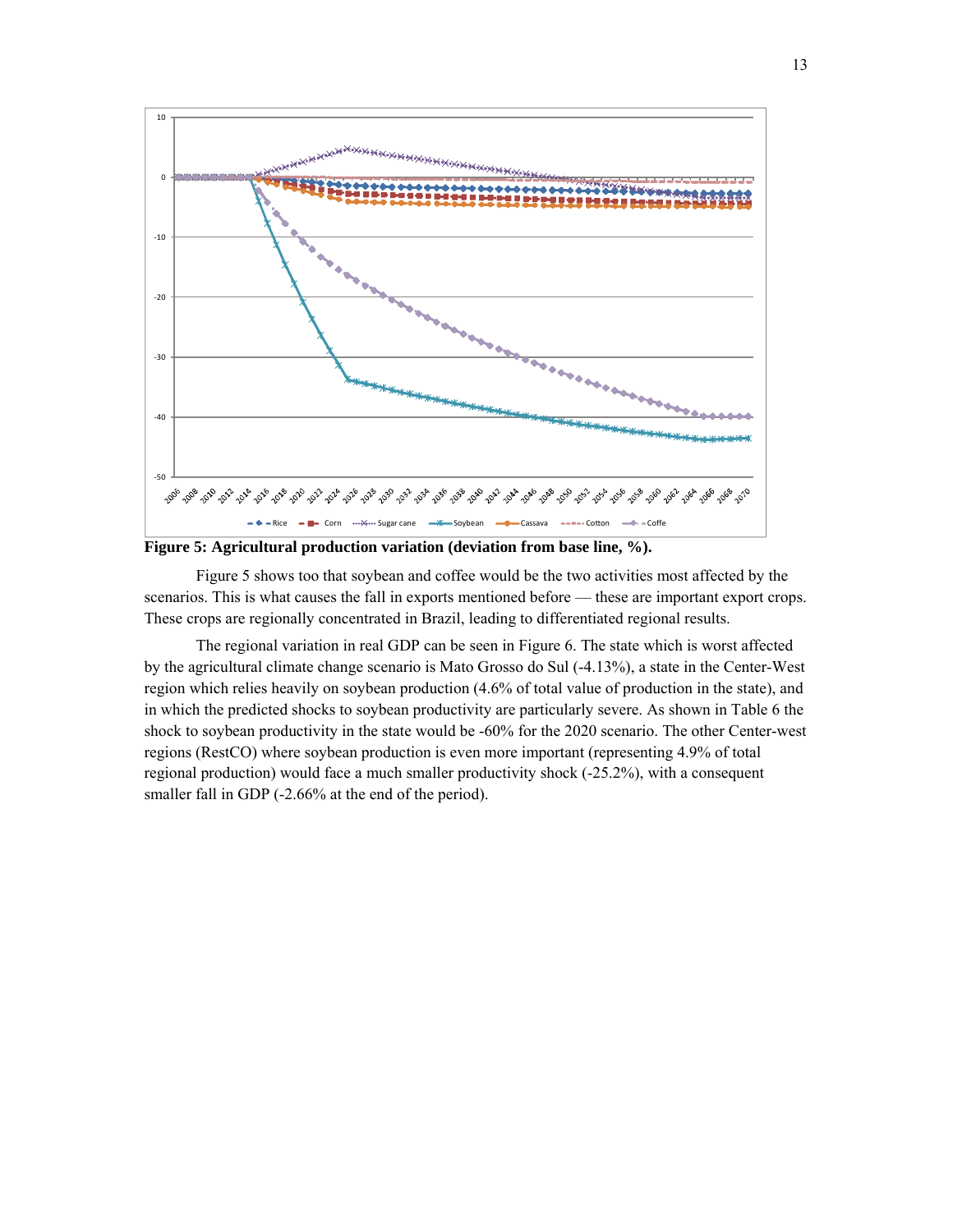10

0

-10

-20

-30

-40

-50

2006 2008 2010 2012 2014 2016 2018 2020 2022 2024 2026 2028 2030 2032 2034 2036 2038 2040 2042 2044 2046 2048 2050 2052 2054 2056 2058 2060 2062 2064 2066 2068 2070

Rice Corn Sugar cane Soybean Cassava Cotton Coffe

**Figure 5: Agricultural production variation (deviation from base line, %).**

Figure 5 shows too that soybean and coffee would be the two activities most affected by the scenarios. This is what causes the fall in exports mentioned before — these are important export crops. These crops are regionally concentrated in Brazil, leading to differentiated regional results.

The regional variation in real GDP can be seen in Figure 6. The state which is worst affected by the agricultural climate change scenario is Mato Grosso do Sul (-4.13%), a state in the Center-West region which relies heavily on soybean production (4.6% of total value of production in the state), and in which the predicted shocks to soybean productivity are particularly severe. As shown in Table 6 the shock to soybean productivity in the state would be -60% for the 2020 scenario. The other Center-west regions (RestCO) where soybean production is even more important (representing 4.9% of total regional production) would face a much smaller productivity shock (-25.2%), with a consequent smaller fall in GDP (-2.66% at the end of the period).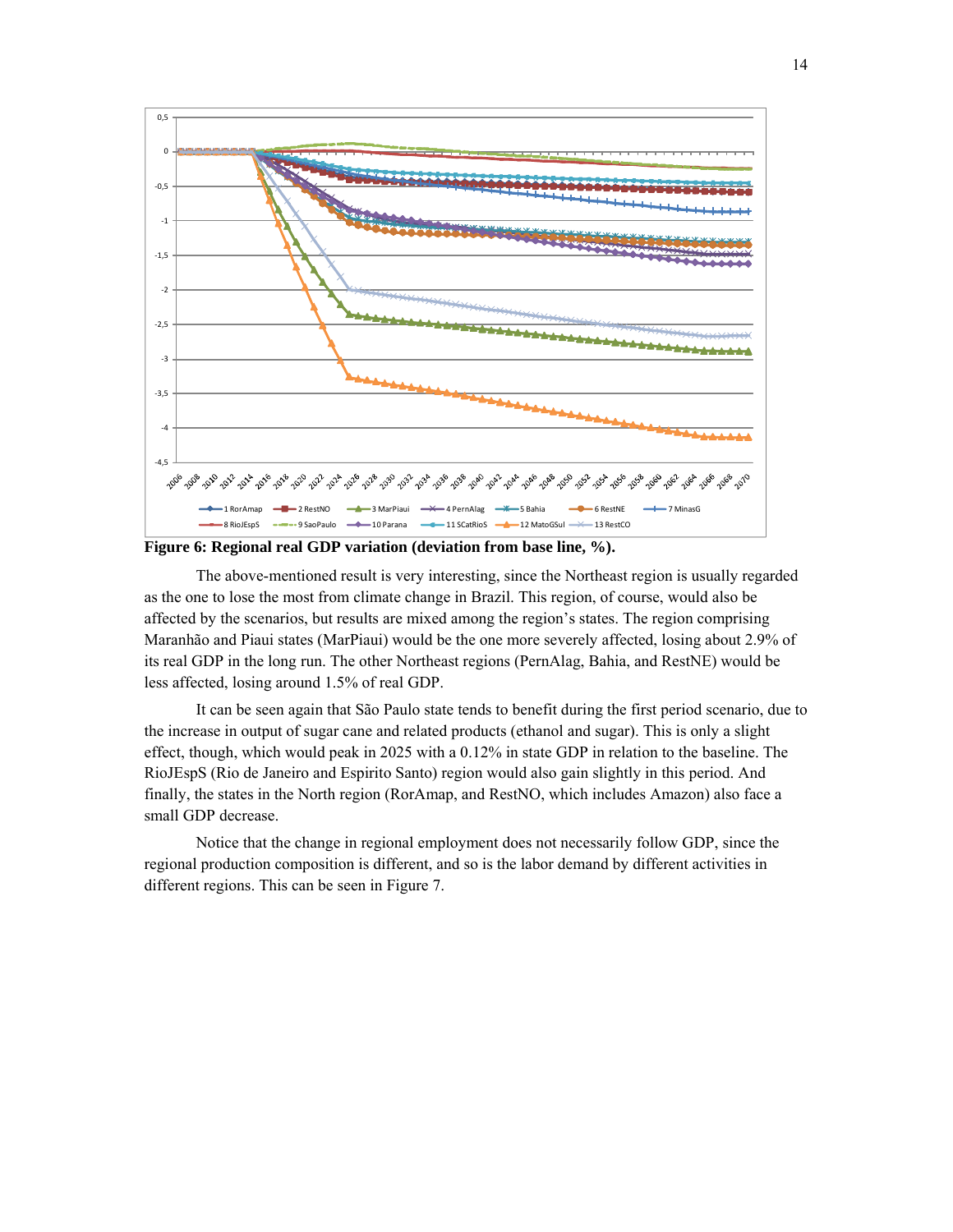0,5
0
-0,5
-1
-1,5
-2
-2,5
-3
-3,5
-4
-4,5

2006 2008 2010 2012 2014 2016 2018 2020 2022 2024 2026 2028 2030 2032 2034 2036 2038 2040 2042 2044 2046 2048 2050 2052 2054 2056 2058 2060 2062 2064 2066 2068 2070

1 RorAmap
2 RestNO
3 MarPiaui
4 PernAlag
5 Bahia
6 RestNE
7 MinasG
8 RioJEspS
9 SaoPaulo
10 Parana
11 SCatRioS
12 MatoGSul
13 RestCO

**Figure 6: Regional real GDP variation (deviation from base line, %).**

The above-mentioned result is very interesting, since the Northeast region is usually regarded as the one to lose the most from climate change in Brazil. This region, of course, would also be affected by the scenarios, but results are mixed among the region's states. The region comprising Maranhão and Piaui states (MarPiaui) would be the one more severely affected, losing about 2.9% of its real GDP in the long run. The other Northeast regions (PernAlag, Bahia, and RestNE) would be less affected, losing around 1.5% of real GDP.

It can be seen again that São Paulo state tends to benefit during the first period scenario, due to the increase in output of sugar cane and related products (ethanol and sugar). This is only a slight effect, though, which would peak in 2025 with a 0.12% in state GDP in relation to the baseline. The RioJEspS (Rio de Janeiro and Espirito Santo) region would also gain slightly in this period. And finally, the states in the North region (RorAmap, and RestNO, which includes Amazon) also face a small GDP decrease.

Notice that the change in regional employment does not necessarily follow GDP, since the regional production composition is different, and so is the labor demand by different activities in different regions. This can be seen in Figure 7.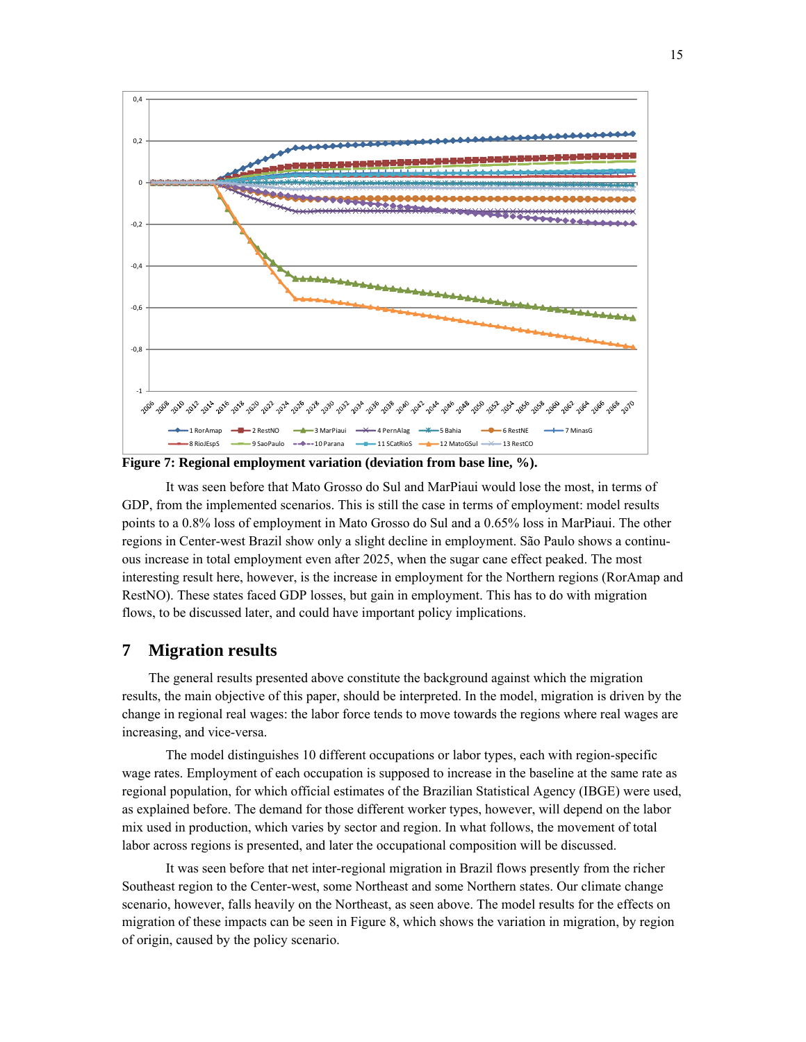**Figure 7: Regional employment variation (deviation from base line, %).**

It was seen before that Mato Grosso do Sul and MarPiaui would lose the most, in terms of GDP, from the implemented scenarios. This is still the case in terms of employment: model results points to a 0.8% loss of employment in Mato Grosso do Sul and a 0.65% loss in MarPiaui. The other regions in Center-west Brazil show only a slight decline in employment. São Paulo shows a continuous increase in total employment even after 2025, when the sugar cane effect peaked. The most interesting result here, however, is the increase in employment for the Northern regions (RorAmap and RestNO). These states faced GDP losses, but gain in employment. This has to do with migration flows, to be discussed later, and could have important policy implications.

# 7 Migration results

The general results presented above constitute the background against which the migration results, the main objective of this paper, should be interpreted. In the model, migration is driven by the change in regional real wages: the labor force tends to move towards the regions where real wages are increasing, and vice-versa.

The model distinguishes 10 different occupations or labor types, each with region-specific wage rates. Employment of each occupation is supposed to increase in the baseline at the same rate as regional population, for which official estimates of the Brazilian Statistical Agency (IBGE) were used, as explained before. The demand for those different worker types, however, will depend on the labor mix used in production, which varies by sector and region. In what follows, the movement of total labor across regions is presented, and later the occupational composition will be discussed.

It was seen before that net inter-regional migration in Brazil flows presently from the richer Southeast region to the Center-west, some Northeast and some Northern states. Our climate change scenario, however, falls heavily on the Northeast, as seen above. The model results for the effects on migration of these impacts can be seen in Figure 8, which shows the variation in migration, by region of origin, caused by the policy scenario.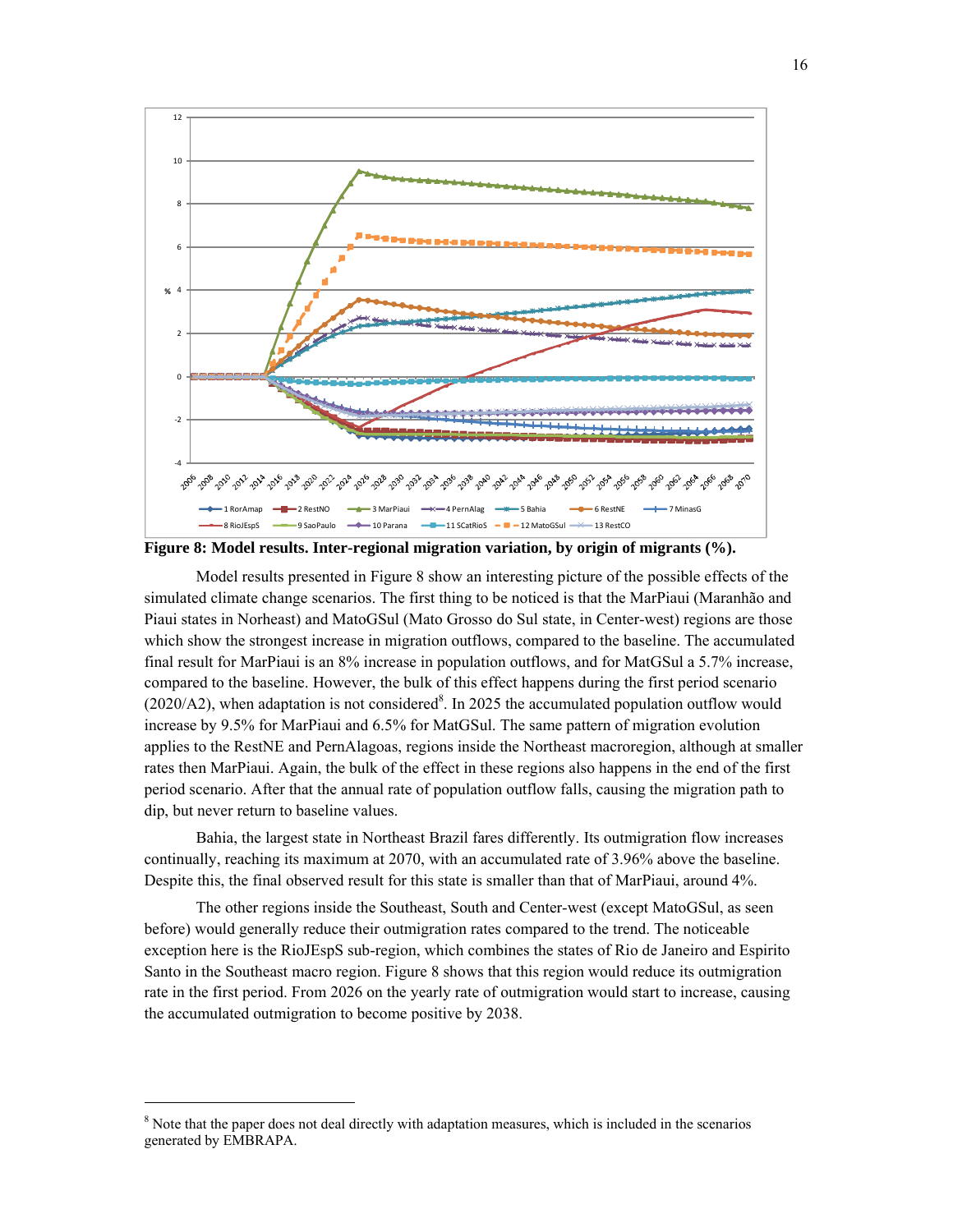**Figure 8: Model results. Inter-regional migration variation, by origin of migrants (%).**

Model results presented in Figure 8 show an interesting picture of the possible effects of the simulated climate change scenarios. The first thing to be noticed is that the MarPiaui (Maranhão and Piaui states in Norheast) and MatoGSul (Mato Grosso do Sul state, in Center-west) regions are those which show the strongest increase in migration outflows, compared to the baseline. The accumulated final result for MarPiaui is an 8% increase in population outflows, and for MatGSul a 5.7% increase, compared to the baseline. However, the bulk of this effect happens during the first period scenario (2020/A2), when adaptation is not considered[8]. In 2025 the accumulated population outflow would increase by 9.5% for MarPiaui and 6.5% for MatGSul. The same pattern of migration evolution applies to the RestNE and PernAlagoas, regions inside the Northeast macroregion, although at smaller rates then MarPiaui. Again, the bulk of the effect in these regions also happens in the end of the first period scenario. After that the annual rate of population outflow falls, causing the migration path to dip, but never return to baseline values.

Bahia, the largest state in Northeast Brazil fares differently. Its outmigration flow increases continually, reaching its maximum at 2070, with an accumulated rate of 3.96% above the baseline. Despite this, the final observed result for this state is smaller than that of MarPiaui, around 4%.

The other regions inside the Southeast, South and Center-west (except MatoGSul, as seen before) would generally reduce their outmigration rates compared to the trend. The noticeable exception here is the RioJEspS sub-region, which combines the states of Rio de Janeiro and Espirito Santo in the Southeast macro region. Figure 8 shows that this region would reduce its outmigration rate in the first period. From 2026 on the yearly rate of outmigration would start to increase, causing the accumulated outmigration to become positive by 2038.

[8] Note that the paper does not deal directly with adaptation measures, which is included in the scenarios generated by EMBRAPA.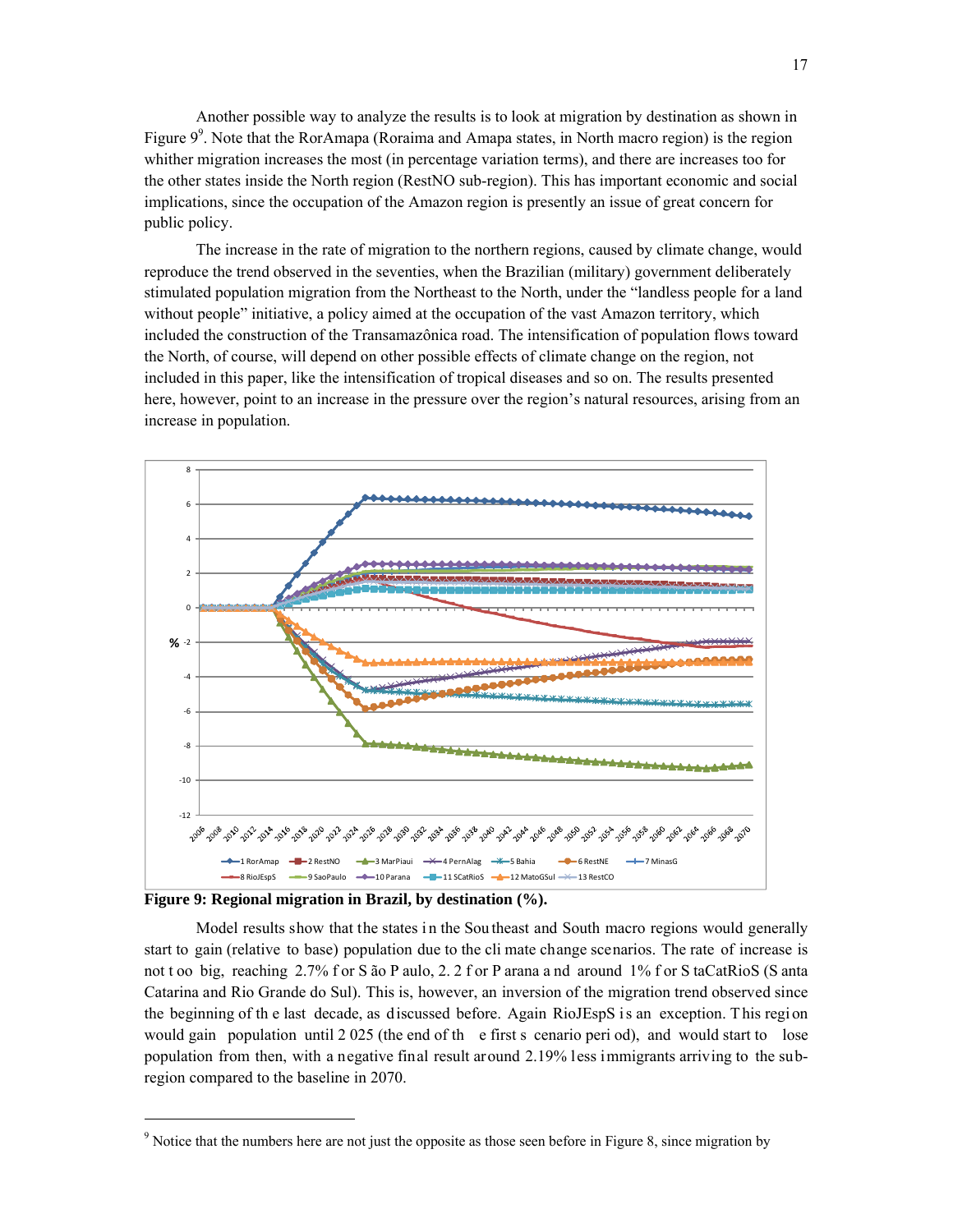Another possible way to analyze the results is to look at migration by destination as shown in Figure 9[9]. Note that the RorAmapa (Roraima and Amapa states, in North macro region) is the region whither migration increases the most (in percentage variation terms), and there are increases too for the other states inside the North region (RestNO sub-region). This has important economic and social implications, since the occupation of the Amazon region is presently an issue of great concern for public policy.

The increase in the rate of migration to the northern regions, caused by climate change, would reproduce the trend observed in the seventies, when the Brazilian (military) government deliberately stimulated population migration from the Northeast to the North, under the "landless people for a land without people" initiative, a policy aimed at the occupation of the vast Amazon territory, which included the construction of the Transamazônica road. The intensification of population flows toward the North, of course, will depend on other possible effects of climate change on the region, not included in this paper, like the intensification of tropical diseases and so on. The results presented here, however, point to an increase in the pressure over the region's natural resources, arising from an increase in population.

**Figure 9: Regional migration in Brazil, by destination (%).**

Model results show that the states in the Southeast and South macro regions would generally start to gain (relative to base) population due to the climate change scenarios. The rate of increase is not too big, reaching 2.7% for São Paulo, 2.2 for Parana and around 1% for StaCatRioS (Santa Catarina and Rio Grande do Sul). This is, however, an inversion of the migration trend observed since the beginning of the last decade, as discussed before. Again RioJEspS is an exception. This region would gain population until 2025 (the end of the first scenario period), and would start to lose population from then, with a negative final result around 2.19% less immigrants arriving to the sub-region compared to the baseline in 2070.

---

[9] Notice that the numbers here are not just the opposite as those seen before in Figure 8, since migration by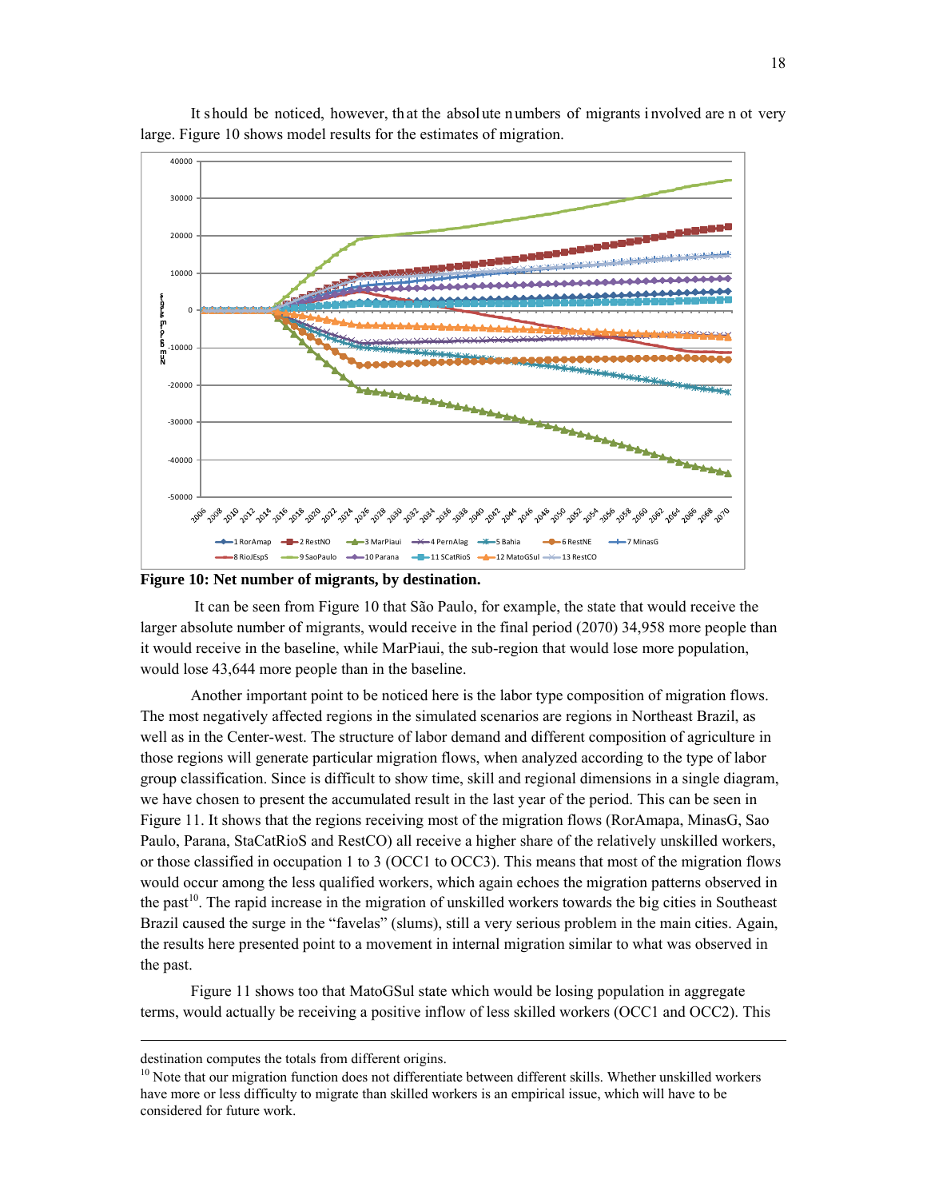It should be noticed, however, that the absolute numbers of migrants involved are not very large. Figure 10 shows model results for the estimates of migration.

**Figure 10: Net number of migrants, by destination.**

It can be seen from Figure 10 that São Paulo, for example, the state that would receive the larger absolute number of migrants, would receive in the final period (2070) 34,958 more people than it would receive in the baseline, while MarPiaui, the sub-region that would lose more population, would lose 43,644 more people than in the baseline.

Another important point to be noticed here is the labor type composition of migration flows. The most negatively affected regions in the simulated scenarios are regions in Northeast Brazil, as well as in the Center-west. The structure of labor demand and different composition of agriculture in those regions will generate particular migration flows, when analyzed according to the type of labor group classification. Since is difficult to show time, skill and regional dimensions in a single diagram, we have chosen to present the accumulated result in the last year of the period. This can be seen in Figure 11. It shows that the regions receiving most of the migration flows (RorAmapa, MinasG, Sao Paulo, Parana, StaCatRioS and RestCO) all receive a higher share of the relatively unskilled workers, or those classified in occupation 1 to 3 (OCC1 to OCC3). This means that most of the migration flows would occur among the less qualified workers, which again echoes the migration patterns observed in the past[10]. The rapid increase in the migration of unskilled workers towards the big cities in Southeast Brazil caused the surge in the "favelas" (slums), still a very serious problem in the main cities. Again, the results here presented point to a movement in internal migration similar to what was observed in the past.

Figure 11 shows too that MatoGSul state which would be losing population in aggregate terms, would actually be receiving a positive inflow of less skilled workers (OCC1 and OCC2). This

---

destination computes the totals from different origins.

[10] Note that our migration function does not differentiate between different skills. Whether unskilled workers have more or less difficulty to migrate than skilled workers is an empirical issue, which will have to be considered for future work.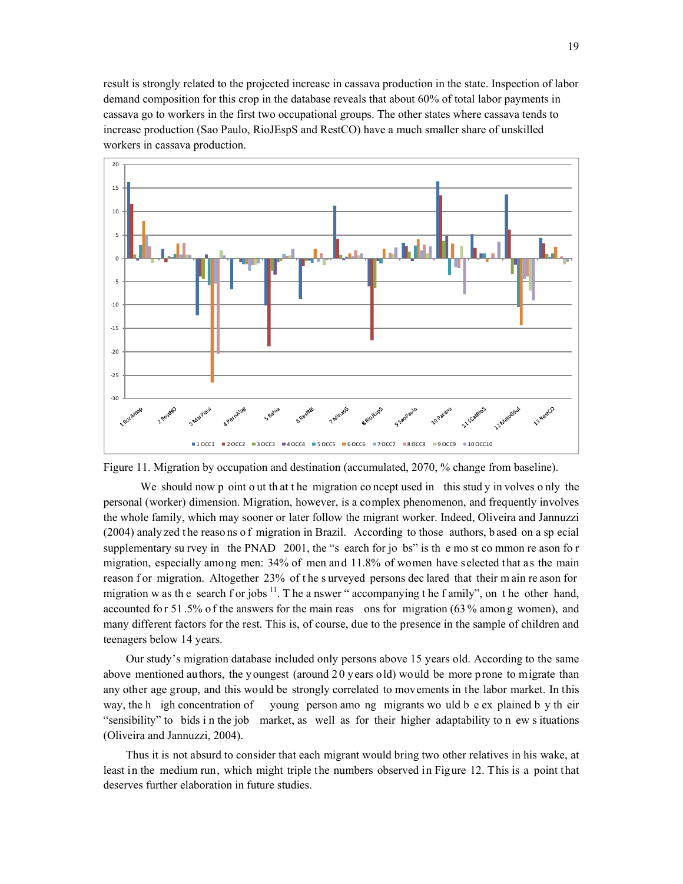result is strongly related to the projected increase in cassava production in the state. Inspection of labor demand composition for this crop in the database reveals that about 60% of total labor payments in cassava go to workers in the first two occupational groups. The other states where cassava tends to increase production (Sao Paulo, RioJEspS and RestCO) have a much smaller share of unskilled workers in cassava production.

Figure 11. Migration by occupation and destination (accumulated, 2070, % change from baseline).

We should now point out that the migration concept used in this study involves only the personal (worker) dimension. Migration, however, is a complex phenomenon, and frequently involves the whole family, which may sooner or later follow the migrant worker. Indeed, Oliveira and Jannuzzi (2004) analyzed the reasons of migration in Brazil. According to those authors, based on a special supplementary survey in the PNAD 2001, the "search for jobs" is the most common reason for migration, especially among men: 34% of men and 11.8% of women have selected that as the main reason for migration. Altogether 23% of the surveyed persons declared that their main reason for migration was the search for jobs [11]. The answer "accompanying the family", on the other hand, accounted for 51.5% of the answers for the main reasons for migration (63% among women), and many different factors for the rest. This is, of course, due to the presence in the sample of children and teenagers below 14 years.

Our study's migration database included only persons above 15 years old. According to the same above mentioned authors, the youngest (around 20 years old) would be more prone to migrate than any other age group, and this would be strongly correlated to movements in the labor market. In this way, the high concentration of young person among migrants would be explained by their "sensibility" to bids in the job market, as well as for their higher adaptability to new situations (Oliveira and Jannuzzi, 2004).

Thus it is not absurd to consider that each migrant would bring two other relatives in his wake, at least in the medium run, which might triple the numbers observed in Figure 12. This is a point that deserves further elaboration in future studies.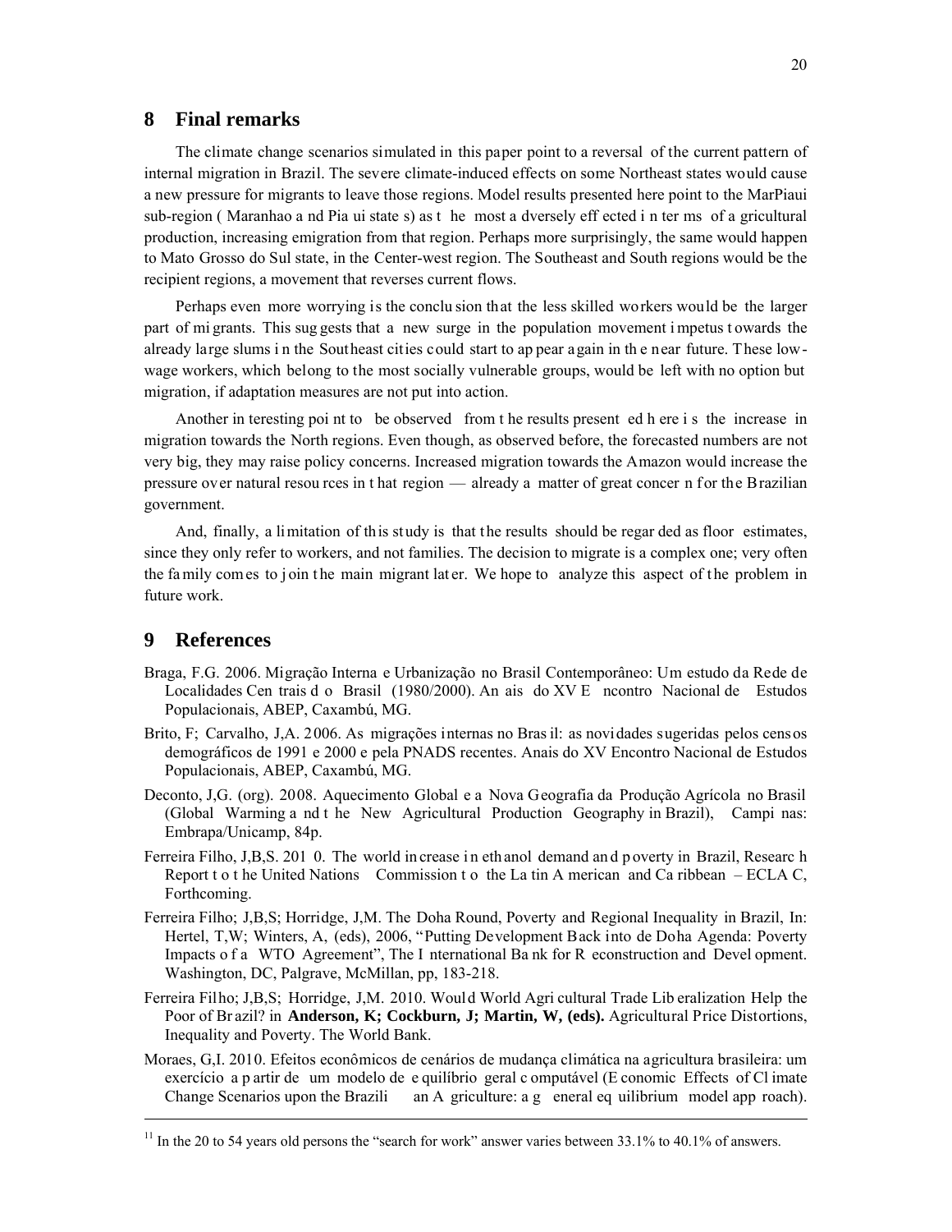## 8 Final remarks

The climate change scenarios simulated in this paper point to a reversal of the current pattern of internal migration in Brazil. The severe climate-induced effects on some Northeast states would cause a new pressure for migrants to leave those regions. Model results presented here point to the MarPiaui sub-region ( Maranhao and Piaui states) as the most adversely effected in terms of agricultural production, increasing emigration from that region. Perhaps more surprisingly, the same would happen to Mato Grosso do Sul state, in the Center-west region. The Southeast and South regions would be the recipient regions, a movement that reverses current flows.

Perhaps even more worrying is the conclusion that the less skilled workers would be the larger part of migrants. This suggests that a new surge in the population movement impetus towards the already large slums in the Southeast cities could start to appear again in the near future. These low-wage workers, which belong to the most socially vulnerable groups, would be left with no option but migration, if adaptation measures are not put into action.

Another interesting point to be observed from the results presented here is the increase in migration towards the North regions. Even though, as observed before, the forecasted numbers are not very big, they may raise policy concerns. Increased migration towards the Amazon would increase the pressure over natural resources in that region — already a matter of great concern for the Brazilian government.

And, finally, a limitation of this study is that the results should be regarded as floor estimates, since they only refer to workers, and not families. The decision to migrate is a complex one; very often the family comes to join the main migrant later. We hope to analyze this aspect of the problem in future work.

## 9 References

Braga, F.G. 2006. Migração Interna e Urbanização no Brasil Contemporâneo: Um estudo da Rede de Localidades Centrais do Brasil (1980/2000). Anais do XV Encontro Nacional de Estudos Populacionais, ABEP, Caxambú, MG.

Brito, F; Carvalho, J,A. 2006. As migrações internas no Brasil: as novidades sugeridas pelos censos demográficos de 1991 e 2000 e pela PNADS recentes. Anais do XV Encontro Nacional de Estudos Populacionais, ABEP, Caxambú, MG.

Deconto, J,G. (org). 2008. Aquecimento Global e a Nova Geografia da Produção Agrícola no Brasil (Global Warming and the New Agricultural Production Geography in Brazil), Campinas: Embrapa/Unicamp, 84p.

Ferreira Filho, J,B,S. 2010. The world increase in ethanol demand and poverty in Brazil, Research Report to the United Nations Commission to the Latin American and Caribbean – ECLAC, Forthcoming.

Ferreira Filho; J,B,S; Horridge, J,M. The Doha Round, Poverty and Regional Inequality in Brazil, In: Hertel, T,W; Winters, A, (eds), 2006, "Putting Development Back into de Doha Agenda: Poverty Impacts of a WTO Agreement", The International Bank for Reconstruction and Development. Washington, DC, Palgrave, McMillan, pp, 183-218.

Ferreira Filho; J,B,S; Horridge, J,M. 2010. Would World Agricultural Trade Liberalization Help the Poor of Brazil? in **Anderson, K; Cockburn, J; Martin, W, (eds).** Agricultural Price Distortions, Inequality and Poverty. The World Bank.

Moraes, G,I. 2010. Efeitos econômicos de cenários de mudança climática na agricultura brasileira: um exercício a partir de um modelo de equilíbrio geral computável (Economic Effects of Climate Change Scenarios upon the Brazilian Agriculture: a general equilibrium model approach).

[11] In the 20 to 54 years old persons the "search for work" answer varies between 33.1% to 40.1% of answers.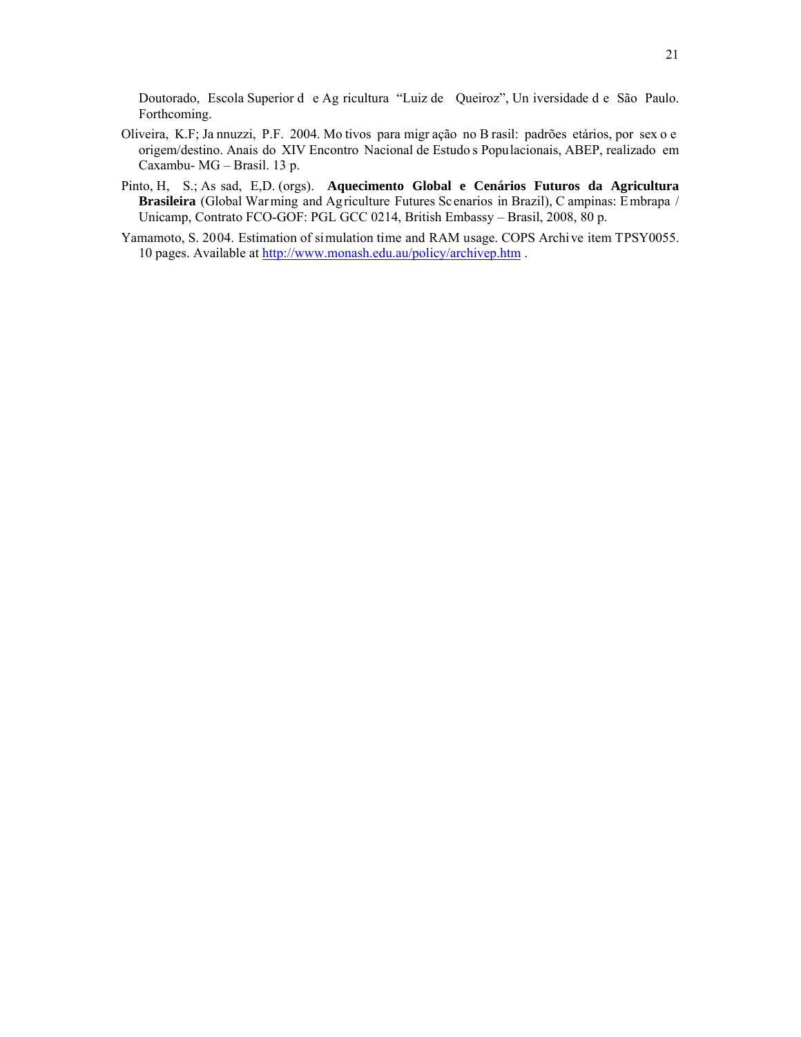Doutorado, Escola Superior de Agricultura "Luiz de Queiroz", Universidade de São Paulo. Forthcoming.

Oliveira, K.F; Jannuzzi, P.F. 2004. Motivos para migração no Brasil: padrões etários, por sexo e origem/destino. Anais do XIV Encontro Nacional de Estudos Populacionais, ABEP, realizado em Caxambu- MG – Brasil. 13 p.

Pinto, H, S.; Assad, E,D. (orgs). **Aquecimento Global e Cenários Futuros da Agricultura Brasileira** (Global Warming and Agriculture Futures Scenarios in Brazil), Campinas: Embrapa / Unicamp, Contrato FCO-GOF: PGL GCC 0214, British Embassy – Brasil, 2008, 80 p.

Yamamoto, S. 2004. Estimation of simulation time and RAM usage. COPS Archive item TPSY0055. 10 pages. Available at http://www.monash.edu.au/policy/archivep.htm .